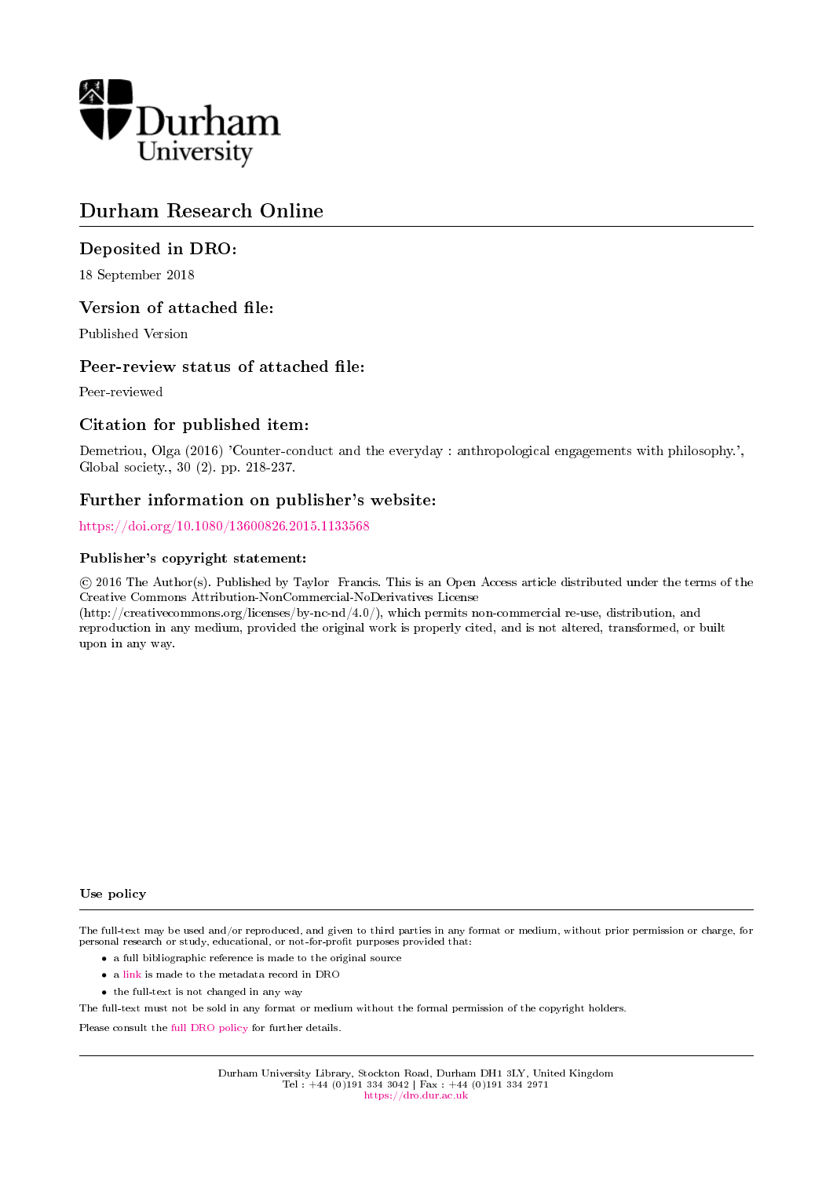Durham University

# Durham Research Online

## Deposited in DRO:

18 September 2018

## Version of attached file:

Published Version

## Peer-review status of attached file:

Peer-reviewed

## Citation for published item:

Demetriou, Olga (2016) 'Counter-conduct and the everyday : anthropological engagements with philosophy.', Global society., 30 (2). pp. 218-237.

## Further information on publisher's website:

https://doi.org/10.1080/13600826.2015.1133568

### Publisher's copyright statement:

© 2016 The Author(s). Published by Taylor Francis. This is an Open Access article distributed under the terms of the Creative Commons Attribution-NonCommercial-NoDerivatives License (http://creativecommons.org/licenses/by-nc-nd/4.0/), which permits non-commercial re-use, distribution, and reproduction in any medium, provided the original work is properly cited, and is not altered, transformed, or built upon in any way.

### Use policy

The full-text may be used and/or reproduced, and given to third parties in any format or medium, without prior permission or charge, for personal research or study, educational, or not-for-profit purposes provided that:

- a full bibliographic reference is made to the original source
- a link is made to the metadata record in DRO
- the full-text is not changed in any way

The full-text must not be sold in any format or medium without the formal permission of the copyright holders.

Please consult the full DRO policy for further details.

Durham University Library, Stockton Road, Durham DH1 3LY, United Kingdom
Tel : +44 (0)191 334 3042 | Fax : +44 (0)191 334 2971
https://dro.dur.ac.uk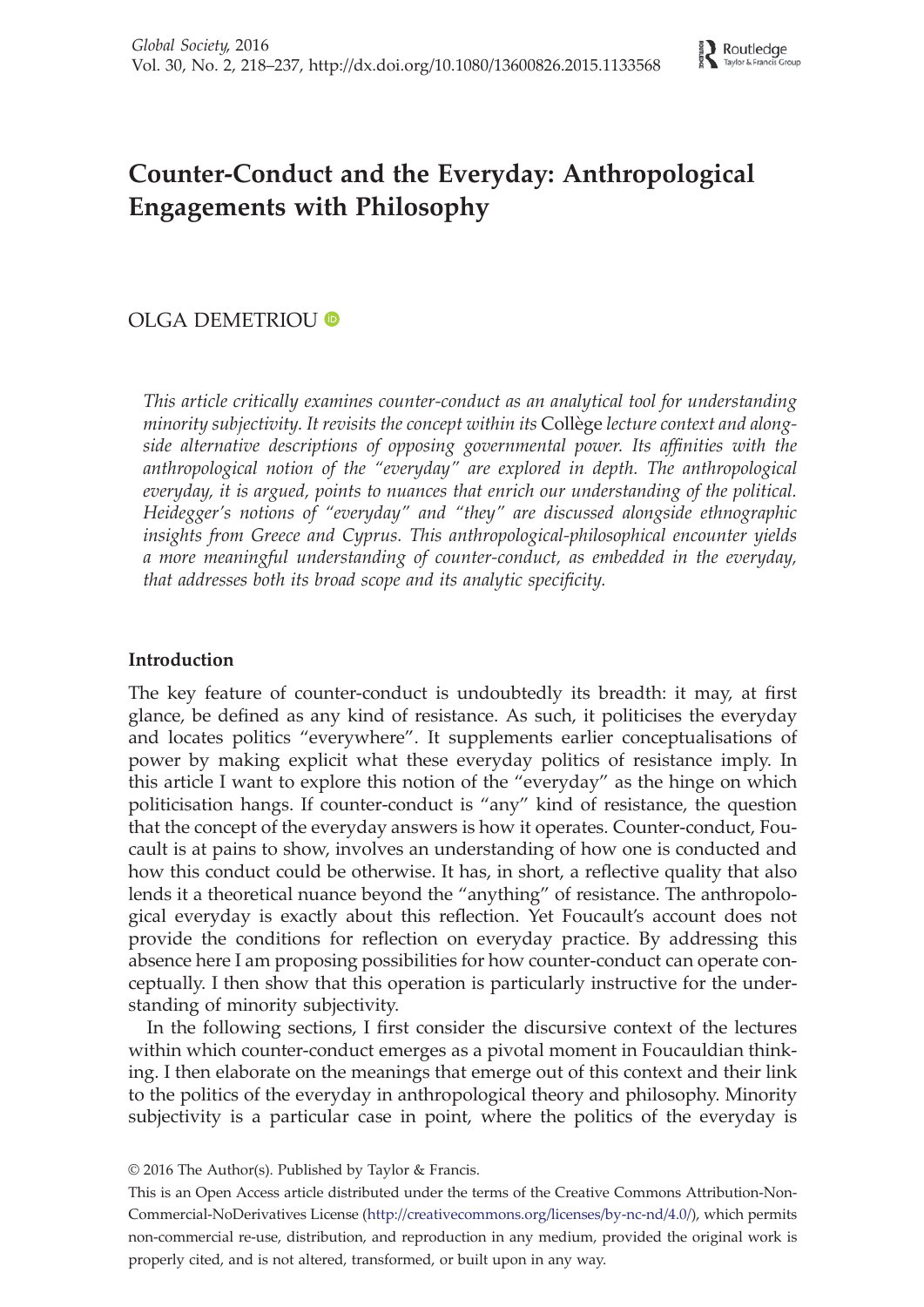# Counter-Conduct and the Everyday: Anthropological Engagements with Philosophy

OLGA DEMETRIOU

*This article critically examines counter-conduct as an analytical tool for understanding minority subjectivity. It revisits the concept within its* Collège *lecture context and alongside alternative descriptions of opposing governmental power. Its affinities with the anthropological notion of the "everyday" are explored in depth. The anthropological everyday, it is argued, points to nuances that enrich our understanding of the political. Heidegger's notions of "everyday" and "they" are discussed alongside ethnographic insights from Greece and Cyprus. This anthropological-philosophical encounter yields a more meaningful understanding of counter-conduct, as embedded in the everyday, that addresses both its broad scope and its analytic specificity.*

## Introduction

The key feature of counter-conduct is undoubtedly its breadth: it may, at first glance, be defined as any kind of resistance. As such, it politicises the everyday and locates politics "everywhere". It supplements earlier conceptualisations of power by making explicit what these everyday politics of resistance imply. In this article I want to explore this notion of the "everyday" as the hinge on which politicisation hangs. If counter-conduct is "any" kind of resistance, the question that the concept of the everyday answers is how it operates. Counter-conduct, Foucault is at pains to show, involves an understanding of how one is conducted and how this conduct could be otherwise. It has, in short, a reflective quality that also lends it a theoretical nuance beyond the "anything" of resistance. The anthropological everyday is exactly about this reflection. Yet Foucault's account does not provide the conditions for reflection on everyday practice. By addressing this absence here I am proposing possibilities for how counter-conduct can operate conceptually. I then show that this operation is particularly instructive for the understanding of minority subjectivity.

In the following sections, I first consider the discursive context of the lectures within which counter-conduct emerges as a pivotal moment in Foucauldian thinking. I then elaborate on the meanings that emerge out of this context and their link to the politics of the everyday in anthropological theory and philosophy. Minority subjectivity is a particular case in point, where the politics of the everyday is

© 2016 The Author(s). Published by Taylor & Francis.

This is an Open Access article distributed under the terms of the Creative Commons Attribution-Non-Commercial-NoDerivatives License (http://creativecommons.org/licenses/by-nc-nd/4.0/), which permits non-commercial re-use, distribution, and reproduction in any medium, provided the original work is properly cited, and is not altered, transformed, or built upon in any way.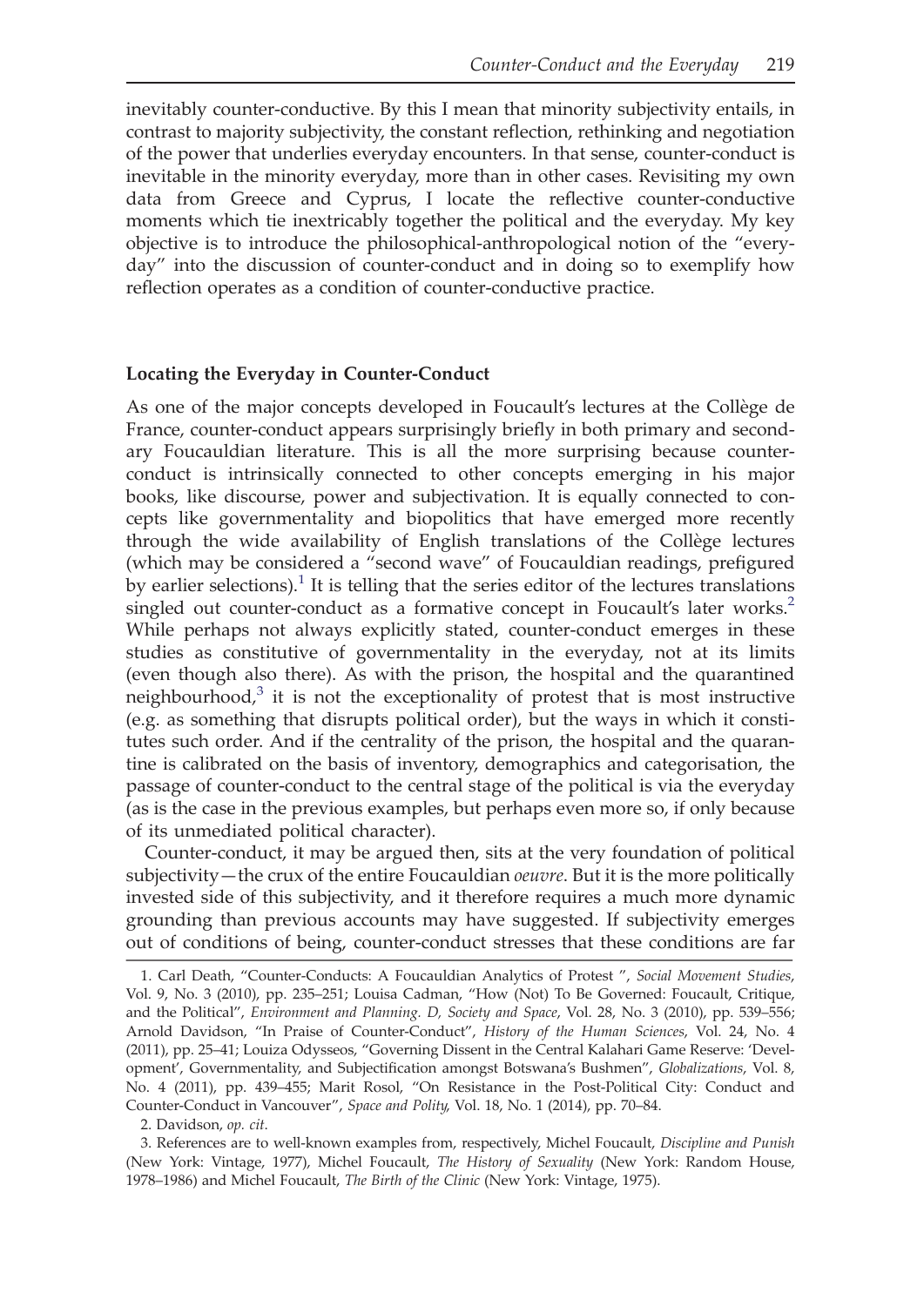inevitably counter-conductive. By this I mean that minority subjectivity entails, in contrast to majority subjectivity, the constant reflection, rethinking and negotiation of the power that underlies everyday encounters. In that sense, counter-conduct is inevitable in the minority everyday, more than in other cases. Revisiting my own data from Greece and Cyprus, I locate the reflective counter-conductive moments which tie inextricably together the political and the everyday. My key objective is to introduce the philosophical-anthropological notion of the "everyday" into the discussion of counter-conduct and in doing so to exemplify how reflection operates as a condition of counter-conductive practice.

## Locating the Everyday in Counter-Conduct

As one of the major concepts developed in Foucault's lectures at the Collège de France, counter-conduct appears surprisingly briefly in both primary and secondary Foucauldian literature. This is all the more surprising because counter-conduct is intrinsically connected to other concepts emerging in his major books, like discourse, power and subjectivation. It is equally connected to concepts like governmentality and biopolitics that have emerged more recently through the wide availability of English translations of the Collège lectures (which may be considered a "second wave" of Foucauldian readings, prefigured by earlier selections).[1] It is telling that the series editor of the lectures translations singled out counter-conduct as a formative concept in Foucault's later works.[2] While perhaps not always explicitly stated, counter-conduct emerges in these studies as constitutive of governmentality in the everyday, not at its limits (even though also there). As with the prison, the hospital and the quarantined neighbourhood,[3] it is not the exceptionality of protest that is most instructive (e.g. as something that disrupts political order), but the ways in which it constitutes such order. And if the centrality of the prison, the hospital and the quarantine is calibrated on the basis of inventory, demographics and categorisation, the passage of counter-conduct to the central stage of the political is via the everyday (as is the case in the previous examples, but perhaps even more so, if only because of its unmediated political character).

Counter-conduct, it may be argued then, sits at the very foundation of political subjectivity—the crux of the entire Foucauldian *oeuvre*. But it is the more politically invested side of this subjectivity, and it therefore requires a much more dynamic grounding than previous accounts may have suggested. If subjectivity emerges out of conditions of being, counter-conduct stresses that these conditions are far

1. Carl Death, "Counter-Conducts: A Foucauldian Analytics of Protest ", *Social Movement Studies*, Vol. 9, No. 3 (2010), pp. 235–251; Louisa Cadman, "How (Not) To Be Governed: Foucault, Critique, and the Political", *Environment and Planning. D, Society and Space*, Vol. 28, No. 3 (2010), pp. 539–556; Arnold Davidson, "In Praise of Counter-Conduct", *History of the Human Sciences*, Vol. 24, No. 4 (2011), pp. 25–41; Louiza Odysseos, "Governing Dissent in the Central Kalahari Game Reserve: 'Development', Governmentality, and Subjectification amongst Botswana's Bushmen", *Globalizations*, Vol. 8, No. 4 (2011), pp. 439–455; Marit Rosol, "On Resistance in the Post-Political City: Conduct and Counter-Conduct in Vancouver", *Space and Polity*, Vol. 18, No. 1 (2014), pp. 70–84.

2. Davidson, *op. cit.*

3. References are to well-known examples from, respectively, Michel Foucault, *Discipline and Punish* (New York: Vintage, 1977), Michel Foucault, *The History of Sexuality* (New York: Random House, 1978–1986) and Michel Foucault, *The Birth of the Clinic* (New York: Vintage, 1975).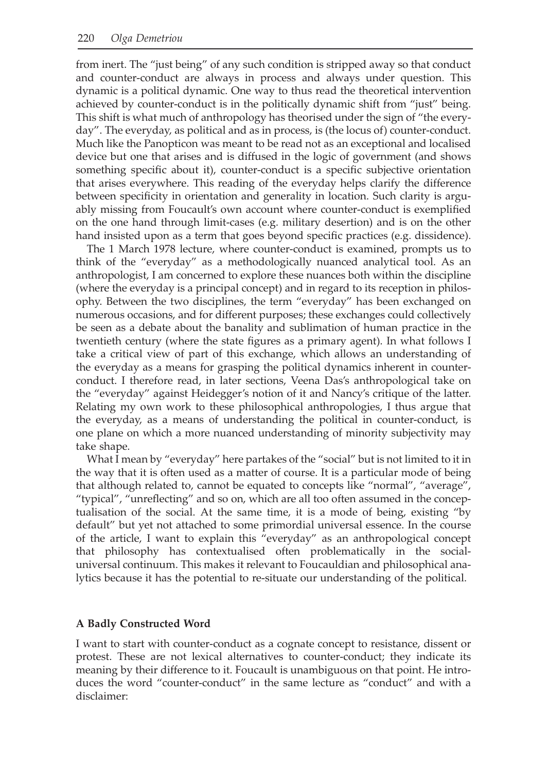from inert. The "just being" of any such condition is stripped away so that conduct and counter-conduct are always in process and always under question. This dynamic is a political dynamic. One way to thus read the theoretical intervention achieved by counter-conduct is in the politically dynamic shift from "just" being. This shift is what much of anthropology has theorised under the sign of "the everyday". The everyday, as political and as in process, is (the locus of) counter-conduct. Much like the Panopticon was meant to be read not as an exceptional and localised device but one that arises and is diffused in the logic of government (and shows something specific about it), counter-conduct is a specific subjective orientation that arises everywhere. This reading of the everyday helps clarify the difference between specificity in orientation and generality in location. Such clarity is arguably missing from Foucault's own account where counter-conduct is exemplified on the one hand through limit-cases (e.g. military desertion) and is on the other hand insisted upon as a term that goes beyond specific practices (e.g. dissidence).

The 1 March 1978 lecture, where counter-conduct is examined, prompts us to think of the "everyday" as a methodologically nuanced analytical tool. As an anthropologist, I am concerned to explore these nuances both within the discipline (where the everyday is a principal concept) and in regard to its reception in philosophy. Between the two disciplines, the term "everyday" has been exchanged on numerous occasions, and for different purposes; these exchanges could collectively be seen as a debate about the banality and sublimation of human practice in the twentieth century (where the state figures as a primary agent). In what follows I take a critical view of part of this exchange, which allows an understanding of the everyday as a means for grasping the political dynamics inherent in counter-conduct. I therefore read, in later sections, Veena Das's anthropological take on the "everyday" against Heidegger's notion of it and Nancy's critique of the latter. Relating my own work to these philosophical anthropologies, I thus argue that the everyday, as a means of understanding the political in counter-conduct, is one plane on which a more nuanced understanding of minority subjectivity may take shape.

What I mean by "everyday" here partakes of the "social" but is not limited to it in the way that it is often used as a matter of course. It is a particular mode of being that although related to, cannot be equated to concepts like "normal", "average", "typical", "unreflecting" and so on, which are all too often assumed in the conceptualisation of the social. At the same time, it is a mode of being, existing "by default" but yet not attached to some primordial universal essence. In the course of the article, I want to explain this "everyday" as an anthropological concept that philosophy has contextualised often problematically in the social-universal continuum. This makes it relevant to Foucauldian and philosophical analytics because it has the potential to re-situate our understanding of the political.

## A Badly Constructed Word

I want to start with counter-conduct as a cognate concept to resistance, dissent or protest. These are not lexical alternatives to counter-conduct; they indicate its meaning by their difference to it. Foucault is unambiguous on that point. He introduces the word "counter-conduct" in the same lecture as "conduct" and with a disclaimer: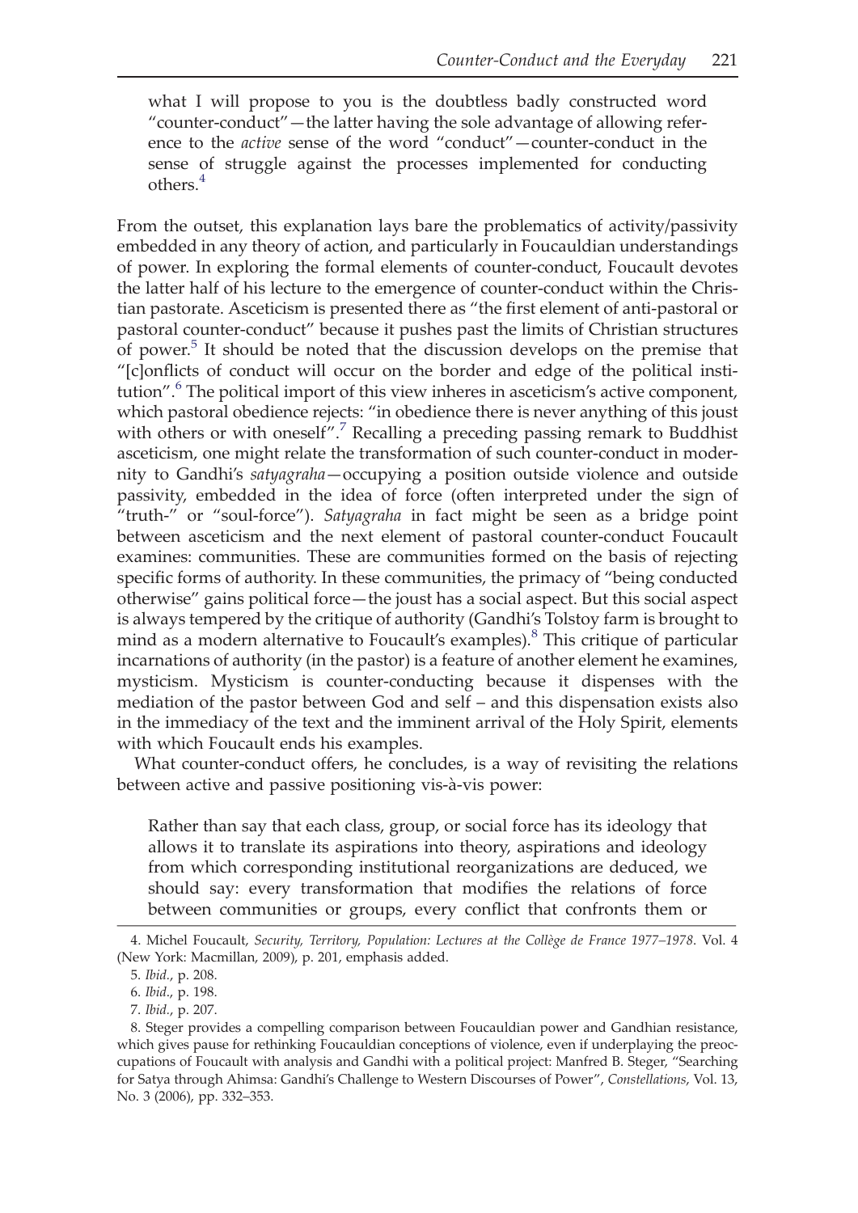> what I will propose to you is the doubtless badly constructed word "counter-conduct"—the latter having the sole advantage of allowing reference to the *active* sense of the word "conduct"—counter-conduct in the sense of struggle against the processes implemented for conducting others.[4]

From the outset, this explanation lays bare the problematics of activity/passivity embedded in any theory of action, and particularly in Foucauldian understandings of power. In exploring the formal elements of counter-conduct, Foucault devotes the latter half of his lecture to the emergence of counter-conduct within the Christian pastorate. Asceticism is presented there as "the first element of anti-pastoral or pastoral counter-conduct" because it pushes past the limits of Christian structures of power.[5] It should be noted that the discussion develops on the premise that "[c]onflicts of conduct will occur on the border and edge of the political institution".[6] The political import of this view inheres in asceticism's active component, which pastoral obedience rejects: "in obedience there is never anything of this joust with others or with oneself".[7] Recalling a preceding passing remark to Buddhist asceticism, one might relate the transformation of such counter-conduct in modernity to Gandhi's *satyagraha*—occupying a position outside violence and outside passivity, embedded in the idea of force (often interpreted under the sign of "truth-" or "soul-force"). *Satyagraha* in fact might be seen as a bridge point between asceticism and the next element of pastoral counter-conduct Foucault examines: communities. These are communities formed on the basis of rejecting specific forms of authority. In these communities, the primacy of "being conducted otherwise" gains political force—the joust has a social aspect. But this social aspect is always tempered by the critique of authority (Gandhi's Tolstoy farm is brought to mind as a modern alternative to Foucault's examples).[8] This critique of particular incarnations of authority (in the pastor) is a feature of another element he examines, mysticism. Mysticism is counter-conducting because it dispenses with the mediation of the pastor between God and self – and this dispensation exists also in the immediacy of the text and the imminent arrival of the Holy Spirit, elements with which Foucault ends his examples.

What counter-conduct offers, he concludes, is a way of revisiting the relations between active and passive positioning vis-à-vis power:

> Rather than say that each class, group, or social force has its ideology that allows it to translate its aspirations into theory, aspirations and ideology from which corresponding institutional reorganizations are deduced, we should say: every transformation that modifies the relations of force between communities or groups, every conflict that confronts them or

---

4. Michel Foucault, *Security, Territory, Population: Lectures at the Collège de France 1977–1978*. Vol. 4 (New York: Macmillan, 2009), p. 201, emphasis added.

5. *Ibid.*, p. 208.

6. *Ibid.*, p. 198.

7. *Ibid.*, p. 207.

8. Steger provides a compelling comparison between Foucauldian power and Gandhian resistance, which gives pause for rethinking Foucauldian conceptions of violence, even if underplaying the preoccupations of Foucault with analysis and Gandhi with a political project: Manfred B. Steger, "Searching for Satya through Ahimsa: Gandhi's Challenge to Western Discourses of Power", *Constellations*, Vol. 13, No. 3 (2006), pp. 332–353.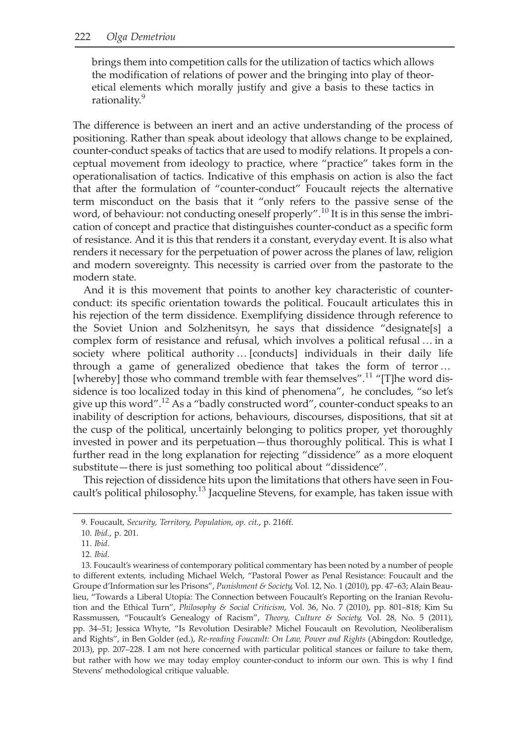brings them into competition calls for the utilization of tactics which allows the modification of relations of power and the bringing into play of theoretical elements which morally justify and give a basis to these tactics in rationality.[9]

The difference is between an inert and an active understanding of the process of positioning. Rather than speak about ideology that allows change to be explained, counter-conduct speaks of tactics that are used to modify relations. It propels a conceptual movement from ideology to practice, where "practice" takes form in the operationalisation of tactics. Indicative of this emphasis on action is also the fact that after the formulation of "counter-conduct" Foucault rejects the alternative term misconduct on the basis that it "only refers to the passive sense of the word, of behaviour: not conducting oneself properly".[10] It is in this sense the imbrication of concept and practice that distinguishes counter-conduct as a specific form of resistance. And it is this that renders it a constant, everyday event. It is also what renders it necessary for the perpetuation of power across the planes of law, religion and modern sovereignty. This necessity is carried over from the pastorate to the modern state.

And it is this movement that points to another key characteristic of counter-conduct: its specific orientation towards the political. Foucault articulates this in his rejection of the term dissidence. Exemplifying dissidence through reference to the Soviet Union and Solzhenitsyn, he says that dissidence "designate[s] a complex form of resistance and refusal, which involves a political refusal … in a society where political authority … [conducts] individuals in their daily life through a game of generalized obedience that takes the form of terror … [whereby] those who command tremble with fear themselves".[11] "[T]he word dissidence is too localized today in this kind of phenomena", he concludes, "so let's give up this word".[12] As a "badly constructed word", counter-conduct speaks to an inability of description for actions, behaviours, discourses, dispositions, that sit at the cusp of the political, uncertainly belonging to politics proper, yet thoroughly invested in power and its perpetuation—thus thoroughly political. This is what I further read in the long explanation for rejecting "dissidence" as a more eloquent substitute—there is just something too political about "dissidence".

This rejection of dissidence hits upon the limitations that others have seen in Foucault's political philosophy.[13] Jacqueline Stevens, for example, has taken issue with

9. Foucault, *Security, Territory, Population*, *op. cit.*, p. 216ff.

10. *Ibid.*, p. 201.

11. *Ibid*.

12. *Ibid*.

13. Foucault's weariness of contemporary political commentary has been noted by a number of people to different extents, including Michael Welch, "Pastoral Power as Penal Resistance: Foucault and the Groupe d'Information sur les Prisons", *Punishment & Society*, Vol. 12, No. 1 (2010), pp. 47–63; Alain Beaulieu, "Towards a Liberal Utopia: The Connection between Foucault's Reporting on the Iranian Revolution and the Ethical Turn", *Philosophy & Social Criticism*, Vol. 36, No. 7 (2010), pp. 801–818; Kim Su Rassmussen, "Foucault's Genealogy of Racism", *Theory, Culture & Society*, Vol. 28, No. 5 (2011), pp. 34–51; Jessica Whyte, "Is Revolution Desirable? Michel Foucault on Revolution, Neoliberalism and Rights", in Ben Golder (ed.), *Re-reading Foucault: On Law, Power and Rights* (Abingdon: Routledge, 2013), pp. 207–228. I am not here concerned with particular political stances or failure to take them, but rather with how we may today employ counter-conduct to inform our own. This is why I find Stevens' methodological critique valuable.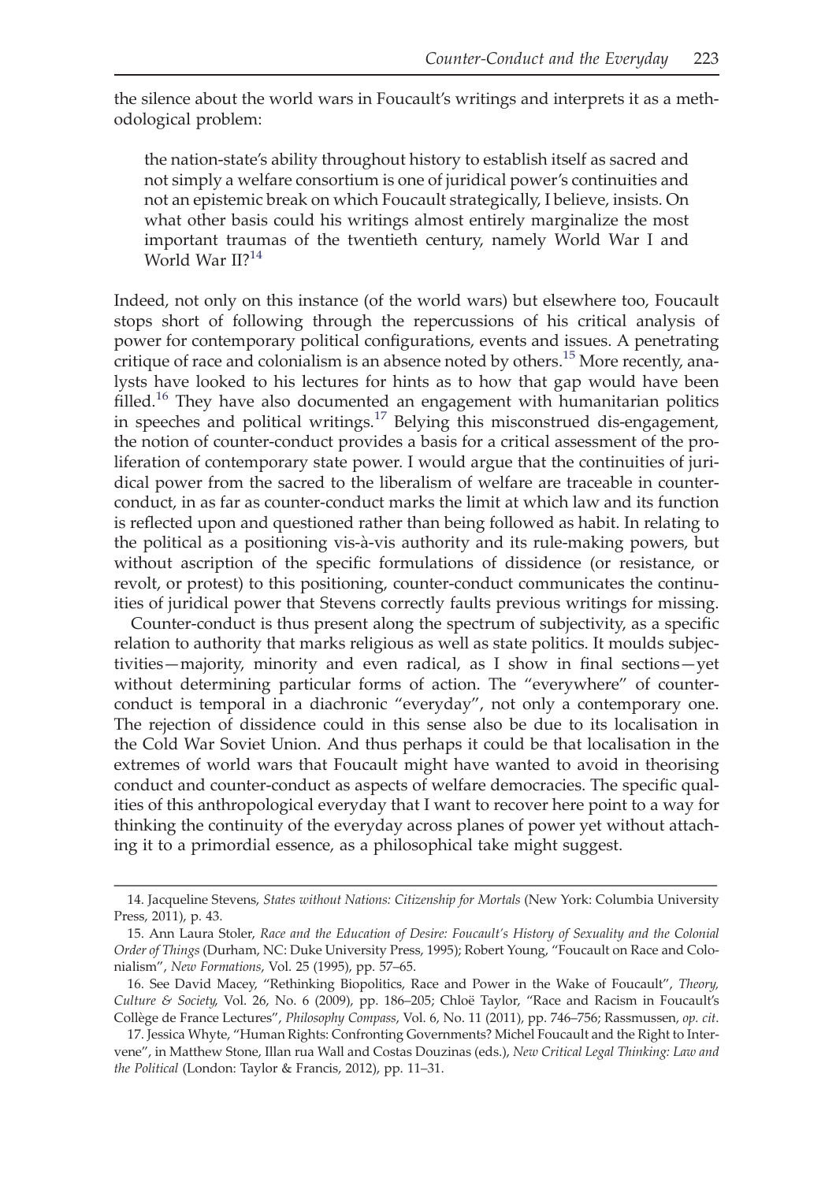the silence about the world wars in Foucault's writings and interprets it as a methodological problem:

> the nation-state's ability throughout history to establish itself as sacred and not simply a welfare consortium is one of juridical power's continuities and not an epistemic break on which Foucault strategically, I believe, insists. On what other basis could his writings almost entirely marginalize the most important traumas of the twentieth century, namely World War I and World War II?[14]

Indeed, not only on this instance (of the world wars) but elsewhere too, Foucault stops short of following through the repercussions of his critical analysis of power for contemporary political configurations, events and issues. A penetrating critique of race and colonialism is an absence noted by others.[15] More recently, analysts have looked to his lectures for hints as to how that gap would have been filled.[16] They have also documented an engagement with humanitarian politics in speeches and political writings.[17] Belying this misconstrued dis-engagement, the notion of counter-conduct provides a basis for a critical assessment of the proliferation of contemporary state power. I would argue that the continuities of juridical power from the sacred to the liberalism of welfare are traceable in counter-conduct, in as far as counter-conduct marks the limit at which law and its function is reflected upon and questioned rather than being followed as habit. In relating to the political as a positioning vis-à-vis authority and its rule-making powers, but without ascription of the specific formulations of dissidence (or resistance, or revolt, or protest) to this positioning, counter-conduct communicates the continuities of juridical power that Stevens correctly faults previous writings for missing.

Counter-conduct is thus present along the spectrum of subjectivity, as a specific relation to authority that marks religious as well as state politics. It moulds subjectivities—majority, minority and even radical, as I show in final sections—yet without determining particular forms of action. The "everywhere" of counter-conduct is temporal in a diachronic "everyday", not only a contemporary one. The rejection of dissidence could in this sense also be due to its localisation in the Cold War Soviet Union. And thus perhaps it could be that localisation in the extremes of world wars that Foucault might have wanted to avoid in theorising conduct and counter-conduct as aspects of welfare democracies. The specific qualities of this anthropological everyday that I want to recover here point to a way for thinking the continuity of the everyday across planes of power yet without attaching it to a primordial essence, as a philosophical take might suggest.

---

14. Jacqueline Stevens, *States without Nations: Citizenship for Mortals* (New York: Columbia University Press, 2011), p. 43.

15. Ann Laura Stoler, *Race and the Education of Desire: Foucault's History of Sexuality and the Colonial Order of Things* (Durham, NC: Duke University Press, 1995); Robert Young, "Foucault on Race and Colonialism", *New Formations*, Vol. 25 (1995), pp. 57–65.

16. See David Macey, "Rethinking Biopolitics, Race and Power in the Wake of Foucault", *Theory, Culture & Society*, Vol. 26, No. 6 (2009), pp. 186–205; Chloë Taylor, "Race and Racism in Foucault's Collège de France Lectures", *Philosophy Compass*, Vol. 6, No. 11 (2011), pp. 746–756; Rassmussen, *op. cit*.

17. Jessica Whyte, "Human Rights: Confronting Governments? Michel Foucault and the Right to Intervene", in Matthew Stone, Illan rua Wall and Costas Douzinas (eds.), *New Critical Legal Thinking: Law and the Political* (London: Taylor & Francis, 2012), pp. 11–31.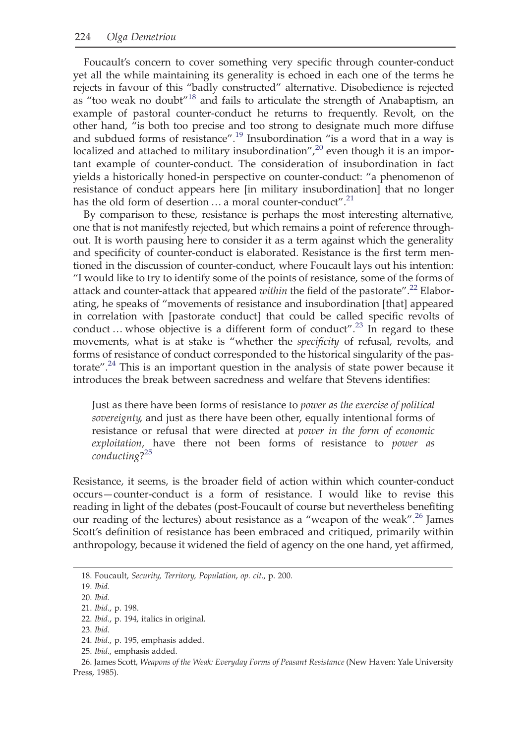Foucault's concern to cover something very specific through counter-conduct yet all the while maintaining its generality is echoed in each one of the terms he rejects in favour of this "badly constructed" alternative. Disobedience is rejected as "too weak no doubt"[18] and fails to articulate the strength of Anabaptism, an example of pastoral counter-conduct he returns to frequently. Revolt, on the other hand, "is both too precise and too strong to designate much more diffuse and subdued forms of resistance".[19] Insubordination "is a word that in a way is localized and attached to military insubordination",[20] even though it is an important example of counter-conduct. The consideration of insubordination in fact yields a historically honed-in perspective on counter-conduct: "a phenomenon of resistance of conduct appears here [in military insubordination] that no longer has the old form of desertion … a moral counter-conduct".[21]

By comparison to these, resistance is perhaps the most interesting alternative, one that is not manifestly rejected, but which remains a point of reference throughout. It is worth pausing here to consider it as a term against which the generality and specificity of counter-conduct is elaborated. Resistance is the first term mentioned in the discussion of counter-conduct, where Foucault lays out his intention: "I would like to try to identify some of the points of resistance, some of the forms of attack and counter-attack that appeared *within* the field of the pastorate".[22] Elaborating, he speaks of "movements of resistance and insubordination [that] appeared in correlation with [pastorate conduct] that could be called specific revolts of conduct … whose objective is a different form of conduct".[23] In regard to these movements, what is at stake is "whether the *specificity* of refusal, revolts, and forms of resistance of conduct corresponded to the historical singularity of the pastorate".[24] This is an important question in the analysis of state power because it introduces the break between sacredness and welfare that Stevens identifies:

> Just as there have been forms of resistance to *power as the exercise of political sovereignty*, and just as there have been other, equally intentional forms of resistance or refusal that were directed at *power in the form of economic exploitation*, have there not been forms of resistance to *power as conducting*?[25]

Resistance, it seems, is the broader field of action within which counter-conduct occurs—counter-conduct is a form of resistance. I would like to revise this reading in light of the debates (post-Foucault of course but nevertheless benefiting our reading of the lectures) about resistance as a "weapon of the weak".[26] James Scott's definition of resistance has been embraced and critiqued, primarily within anthropology, because it widened the field of agency on the one hand, yet affirmed,

---

18. Foucault, *Security, Territory, Population*, *op. cit*., p. 200.

19. *Ibid*.

20. *Ibid*.

21. *Ibid*., p. 198.

22. *Ibid*., p. 194, italics in original.

23. *Ibid*.

24. *Ibid*., p. 195, emphasis added.

25. *Ibid*., emphasis added.

26. James Scott, *Weapons of the Weak: Everyday Forms of Peasant Resistance* (New Haven: Yale University Press, 1985).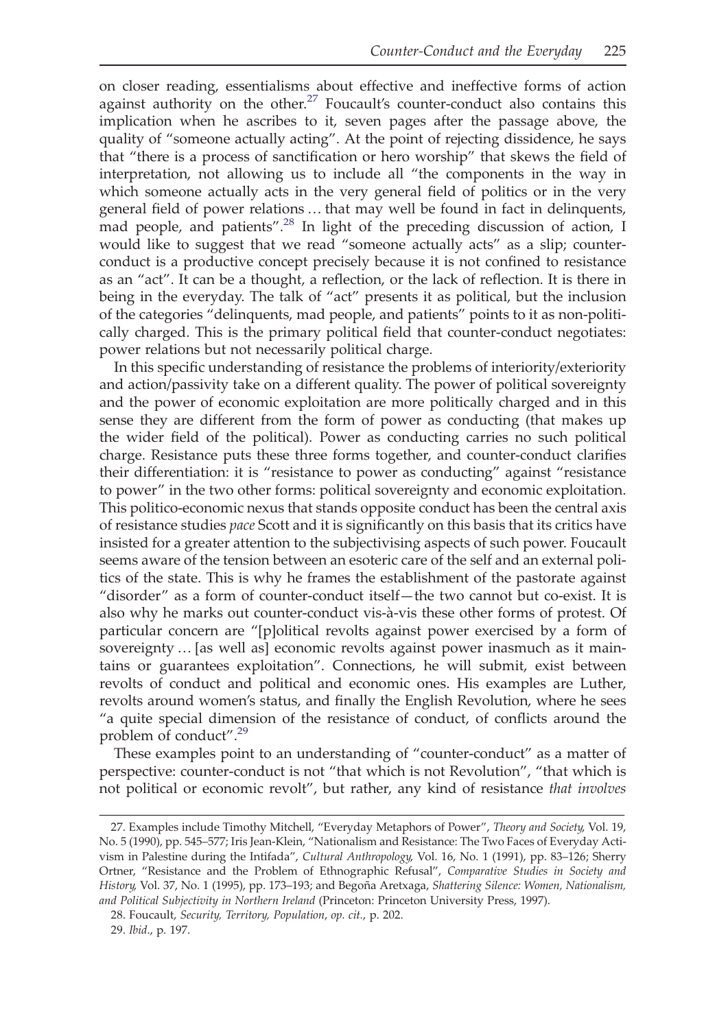on closer reading, essentialisms about effective and ineffective forms of action against authority on the other.[27] Foucault's counter-conduct also contains this implication when he ascribes to it, seven pages after the passage above, the quality of "someone actually acting". At the point of rejecting dissidence, he says that "there is a process of sanctification or hero worship" that skews the field of interpretation, not allowing us to include all "the components in the way in which someone actually acts in the very general field of politics or in the very general field of power relations ... that may well be found in fact in delinquents, mad people, and patients".[28] In light of the preceding discussion of action, I would like to suggest that we read "someone actually acts" as a slip; counter-conduct is a productive concept precisely because it is not confined to resistance as an "act". It can be a thought, a reflection, or the lack of reflection. It is there in being in the everyday. The talk of "act" presents it as political, but the inclusion of the categories "delinquents, mad people, and patients" points to it as non-politically charged. This is the primary political field that counter-conduct negotiates: power relations but not necessarily political charge.

In this specific understanding of resistance the problems of interiority/exteriority and action/passivity take on a different quality. The power of political sovereignty and the power of economic exploitation are more politically charged and in this sense they are different from the form of power as conducting (that makes up the wider field of the political). Power as conducting carries no such political charge. Resistance puts these three forms together, and counter-conduct clarifies their differentiation: it is "resistance to power as conducting" against "resistance to power" in the two other forms: political sovereignty and economic exploitation. This politico-economic nexus that stands opposite conduct has been the central axis of resistance studies *pace* Scott and it is significantly on this basis that its critics have insisted for a greater attention to the subjectivising aspects of such power. Foucault seems aware of the tension between an esoteric care of the self and an external politics of the state. This is why he frames the establishment of the pastorate against "disorder" as a form of counter-conduct itself—the two cannot but co-exist. It is also why he marks out counter-conduct vis-à-vis these other forms of protest. Of particular concern are "[p]olitical revolts against power exercised by a form of sovereignty ... [as well as] economic revolts against power inasmuch as it maintains or guarantees exploitation". Connections, he will submit, exist between revolts of conduct and political and economic ones. His examples are Luther, revolts around women's status, and finally the English Revolution, where he sees "a quite special dimension of the resistance of conduct, of conflicts around the problem of conduct".[29]

These examples point to an understanding of "counter-conduct" as a matter of perspective: counter-conduct is not "that which is not Revolution", "that which is not political or economic revolt", but rather, any kind of resistance *that involves*

---

27. Examples include Timothy Mitchell, "Everyday Metaphors of Power", *Theory and Society*, Vol. 19, No. 5 (1990), pp. 545–577; Iris Jean-Klein, "Nationalism and Resistance: The Two Faces of Everyday Activism in Palestine during the Intifada", *Cultural Anthropology*, Vol. 16, No. 1 (1991), pp. 83–126; Sherry Ortner, "Resistance and the Problem of Ethnographic Refusal", *Comparative Studies in Society and History*, Vol. 37, No. 1 (1995), pp. 173–193; and Begoña Aretxaga, *Shattering Silence: Women, Nationalism, and Political Subjectivity in Northern Ireland* (Princeton: Princeton University Press, 1997).

28. Foucault, *Security, Territory, Population*, *op. cit.*, p. 202.

29. *Ibid.*, p. 197.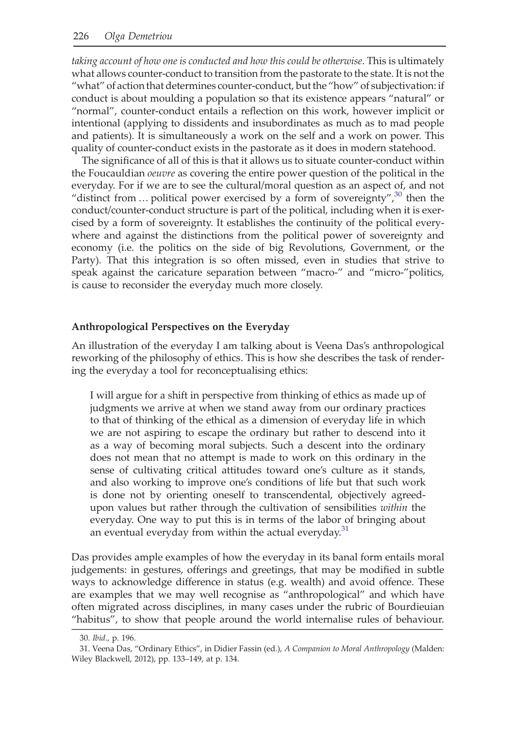*taking account of how one is conducted and how this could be otherwise*. This is ultimately what allows counter-conduct to transition from the pastorate to the state. It is not the "what" of action that determines counter-conduct, but the "how" of subjectivation: if conduct is about moulding a population so that its existence appears "natural" or "normal", counter-conduct entails a reflection on this work, however implicit or intentional (applying to dissidents and insubordinates as much as to mad people and patients). It is simultaneously a work on the self and a work on power. This quality of counter-conduct exists in the pastorate as it does in modern statehood.

The significance of all of this is that it allows us to situate counter-conduct within the Foucauldian *oeuvre* as covering the entire power question of the political in the everyday. For if we are to see the cultural/moral question as an aspect of, and not "distinct from … political power exercised by a form of sovereignty",[30] then the conduct/counter-conduct structure is part of the political, including when it is exercised by a form of sovereignty. It establishes the continuity of the political everywhere and against the distinctions from the political power of sovereignty and economy (i.e. the politics on the side of big Revolutions, Government, or the Party). That this integration is so often missed, even in studies that strive to speak against the caricature separation between "macro-" and "micro-"politics, is cause to reconsider the everyday much more closely.

## Anthropological Perspectives on the Everyday

An illustration of the everyday I am talking about is Veena Das's anthropological reworking of the philosophy of ethics. This is how she describes the task of rendering the everyday a tool for reconceptualising ethics:

> I will argue for a shift in perspective from thinking of ethics as made up of judgments we arrive at when we stand away from our ordinary practices to that of thinking of the ethical as a dimension of everyday life in which we are not aspiring to escape the ordinary but rather to descend into it as a way of becoming moral subjects. Such a descent into the ordinary does not mean that no attempt is made to work on this ordinary in the sense of cultivating critical attitudes toward one's culture as it stands, and also working to improve one's conditions of life but that such work is done not by orienting oneself to transcendental, objectively agreed-upon values but rather through the cultivation of sensibilities *within* the everyday. One way to put this is in terms of the labor of bringing about an eventual everyday from within the actual everyday.[31]

Das provides ample examples of how the everyday in its banal form entails moral judgements: in gestures, offerings and greetings, that may be modified in subtle ways to acknowledge difference in status (e.g. wealth) and avoid offence. These are examples that we may well recognise as "anthropological" and which have often migrated across disciplines, in many cases under the rubric of Bourdieuian "habitus", to show that people around the world internalise rules of behaviour.

30. *Ibid*., p. 196.

31. Veena Das, "Ordinary Ethics", in Didier Fassin (ed.), *A Companion to Moral Anthropology* (Malden: Wiley Blackwell, 2012), pp. 133–149, at p. 134.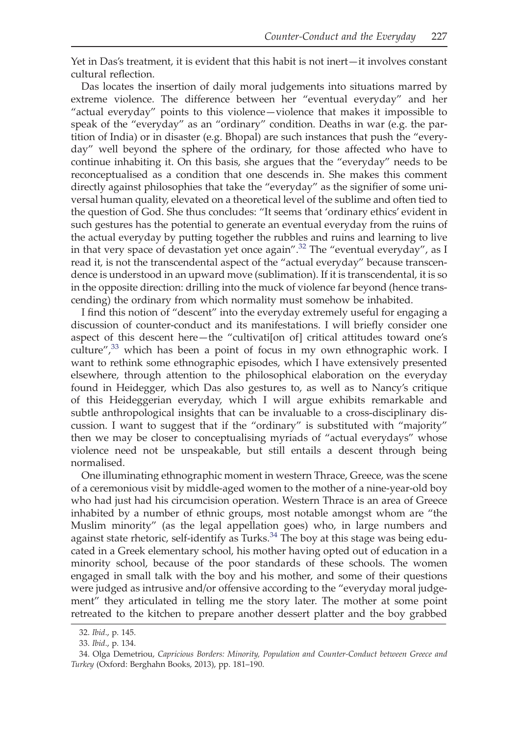Yet in Das's treatment, it is evident that this habit is not inert—it involves constant cultural reflection.

Das locates the insertion of daily moral judgements into situations marred by extreme violence. The difference between her "eventual everyday" and her "actual everyday" points to this violence—violence that makes it impossible to speak of the "everyday" as an "ordinary" condition. Deaths in war (e.g. the partition of India) or in disaster (e.g. Bhopal) are such instances that push the "everyday" well beyond the sphere of the ordinary, for those affected who have to continue inhabiting it. On this basis, she argues that the "everyday" needs to be reconceptualised as a condition that one descends in. She makes this comment directly against philosophies that take the "everyday" as the signifier of some universal human quality, elevated on a theoretical level of the sublime and often tied to the question of God. She thus concludes: "It seems that 'ordinary ethics' evident in such gestures has the potential to generate an eventual everyday from the ruins of the actual everyday by putting together the rubbles and ruins and learning to live in that very space of devastation yet once again".[32] The "eventual everyday", as I read it, is not the transcendental aspect of the "actual everyday" because transcendence is understood in an upward move (sublimation). If it is transcendental, it is so in the opposite direction: drilling into the muck of violence far beyond (hence transcending) the ordinary from which normality must somehow be inhabited.

I find this notion of "descent" into the everyday extremely useful for engaging a discussion of counter-conduct and its manifestations. I will briefly consider one aspect of this descent here—the "cultivati[on of] critical attitudes toward one's culture",[33] which has been a point of focus in my own ethnographic work. I want to rethink some ethnographic episodes, which I have extensively presented elsewhere, through attention to the philosophical elaboration on the everyday found in Heidegger, which Das also gestures to, as well as to Nancy's critique of this Heideggerian everyday, which I will argue exhibits remarkable and subtle anthropological insights that can be invaluable to a cross-disciplinary discussion. I want to suggest that if the "ordinary" is substituted with "majority" then we may be closer to conceptualising myriads of "actual everydays" whose violence need not be unspeakable, but still entails a descent through being normalised.

One illuminating ethnographic moment in western Thrace, Greece, was the scene of a ceremonious visit by middle-aged women to the mother of a nine-year-old boy who had just had his circumcision operation. Western Thrace is an area of Greece inhabited by a number of ethnic groups, most notable amongst whom are "the Muslim minority" (as the legal appellation goes) who, in large numbers and against state rhetoric, self-identify as Turks.[34] The boy at this stage was being educated in a Greek elementary school, his mother having opted out of education in a minority school, because of the poor standards of these schools. The women engaged in small talk with the boy and his mother, and some of their questions were judged as intrusive and/or offensive according to the "everyday moral judgement" they articulated in telling me the story later. The mother at some point retreated to the kitchen to prepare another dessert platter and the boy grabbed

32. *Ibid.*, p. 145.

33. *Ibid.*, p. 134.

34. Olga Demetriou, *Capricious Borders: Minority, Population and Counter-Conduct between Greece and Turkey* (Oxford: Berghahn Books, 2013), pp. 181–190.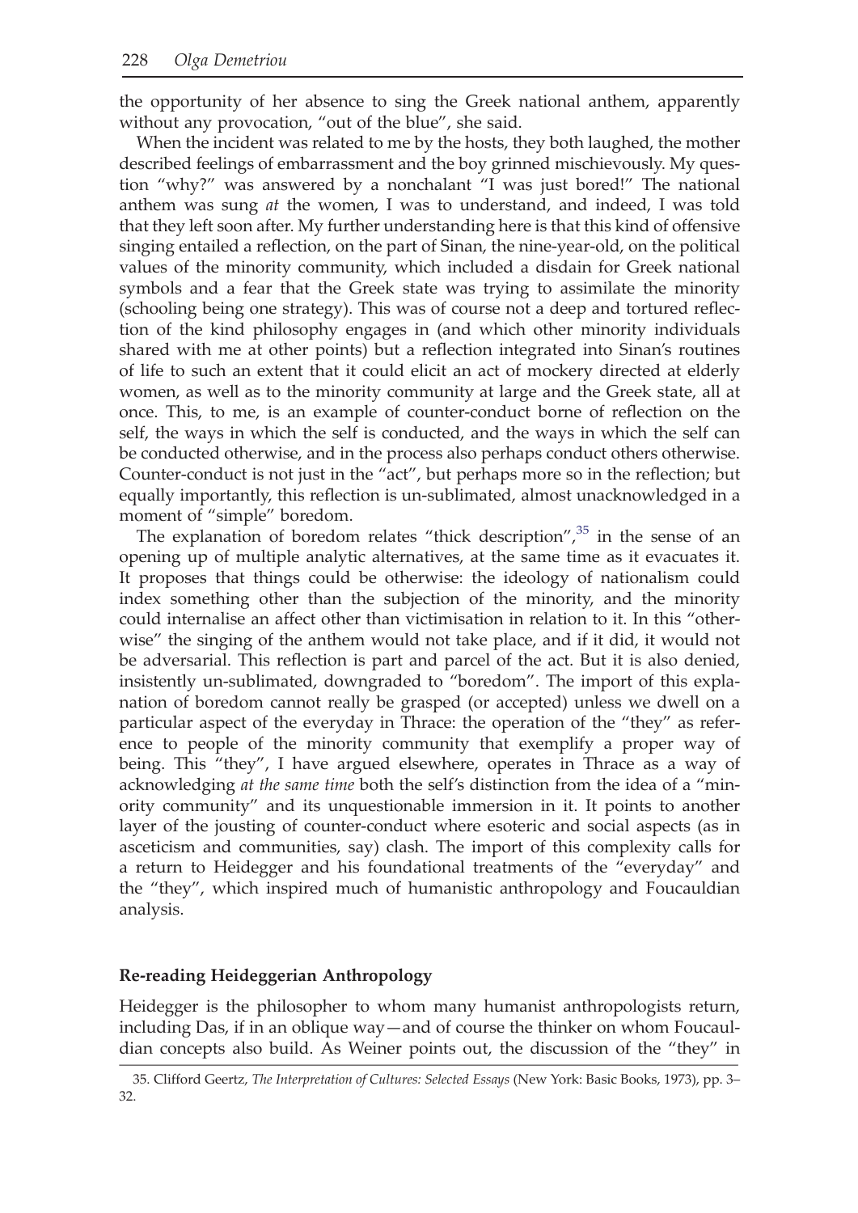the opportunity of her absence to sing the Greek national anthem, apparently without any provocation, "out of the blue", she said.

When the incident was related to me by the hosts, they both laughed, the mother described feelings of embarrassment and the boy grinned mischievously. My question "why?" was answered by a nonchalant "I was just bored!" The national anthem was sung *at* the women, I was to understand, and indeed, I was told that they left soon after. My further understanding here is that this kind of offensive singing entailed a reflection, on the part of Sinan, the nine-year-old, on the political values of the minority community, which included a disdain for Greek national symbols and a fear that the Greek state was trying to assimilate the minority (schooling being one strategy). This was of course not a deep and tortured reflection of the kind philosophy engages in (and which other minority individuals shared with me at other points) but a reflection integrated into Sinan's routines of life to such an extent that it could elicit an act of mockery directed at elderly women, as well as to the minority community at large and the Greek state, all at once. This, to me, is an example of counter-conduct borne of reflection on the self, the ways in which the self is conducted, and the ways in which the self can be conducted otherwise, and in the process also perhaps conduct others otherwise. Counter-conduct is not just in the "act", but perhaps more so in the reflection; but equally importantly, this reflection is un-sublimated, almost unacknowledged in a moment of "simple" boredom.

The explanation of boredom relates "thick description",[35] in the sense of an opening up of multiple analytic alternatives, at the same time as it evacuates it. It proposes that things could be otherwise: the ideology of nationalism could index something other than the subjection of the minority, and the minority could internalise an affect other than victimisation in relation to it. In this "otherwise" the singing of the anthem would not take place, and if it did, it would not be adversarial. This reflection is part and parcel of the act. But it is also denied, insistently un-sublimated, downgraded to "boredom". The import of this explanation of boredom cannot really be grasped (or accepted) unless we dwell on a particular aspect of the everyday in Thrace: the operation of the "they" as reference to people of the minority community that exemplify a proper way of being. This "they", I have argued elsewhere, operates in Thrace as a way of acknowledging *at the same time* both the self's distinction from the idea of a "minority community" and its unquestionable immersion in it. It points to another layer of the jousting of counter-conduct where esoteric and social aspects (as in asceticism and communities, say) clash. The import of this complexity calls for a return to Heidegger and his foundational treatments of the "everyday" and the "they", which inspired much of humanistic anthropology and Foucauldian analysis.

## Re-reading Heideggerian Anthropology

Heidegger is the philosopher to whom many humanist anthropologists return, including Das, if in an oblique way—and of course the thinker on whom Foucauldian concepts also build. As Weiner points out, the discussion of the "they" in

35. Clifford Geertz, *The Interpretation of Cultures: Selected Essays* (New York: Basic Books, 1973), pp. 3–32.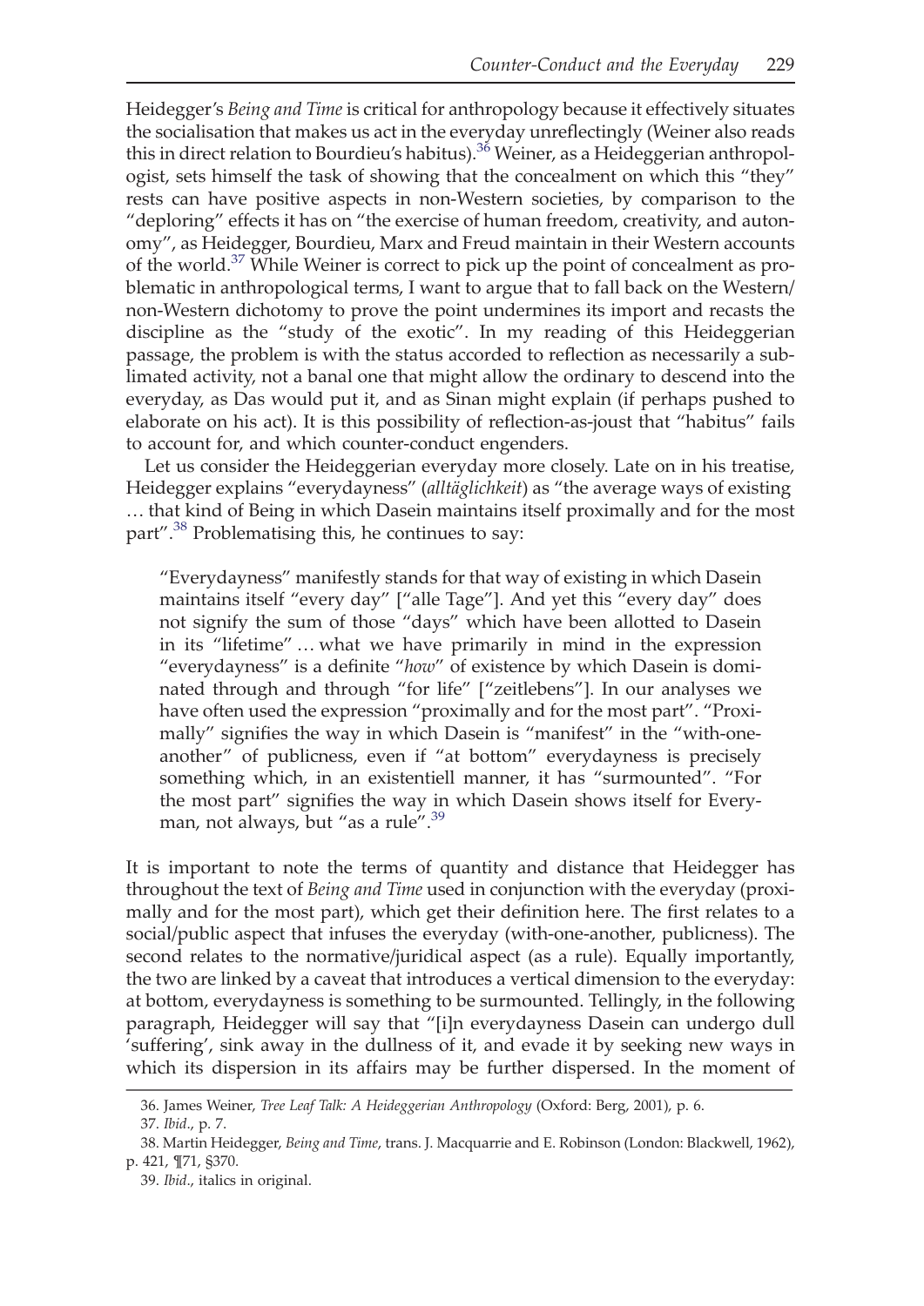Heidegger's *Being and Time* is critical for anthropology because it effectively situates the socialisation that makes us act in the everyday unreflectingly (Weiner also reads this in direct relation to Bourdieu's habitus).[36] Weiner, as a Heideggerian anthropologist, sets himself the task of showing that the concealment on which this "they" rests can have positive aspects in non-Western societies, by comparison to the "deploring" effects it has on "the exercise of human freedom, creativity, and autonomy", as Heidegger, Bourdieu, Marx and Freud maintain in their Western accounts of the world.[37] While Weiner is correct to pick up the point of concealment as problematic in anthropological terms, I want to argue that to fall back on the Western/non-Western dichotomy to prove the point undermines its import and recasts the discipline as the "study of the exotic". In my reading of this Heideggerian passage, the problem is with the status accorded to reflection as necessarily a sublimated activity, not a banal one that might allow the ordinary to descend into the everyday, as Das would put it, and as Sinan might explain (if perhaps pushed to elaborate on his act). It is this possibility of reflection-as-joust that "habitus" fails to account for, and which counter-conduct engenders.

Let us consider the Heideggerian everyday more closely. Late on in his treatise, Heidegger explains "everydayness" (*alltäglichkeit*) as "the average ways of existing … that kind of Being in which Dasein maintains itself proximally and for the most part".[38] Problematising this, he continues to say:

> "Everydayness" manifestly stands for that way of existing in which Dasein maintains itself "every day" ["alle Tage"]. And yet this "every day" does not signify the sum of those "days" which have been allotted to Dasein in its "lifetime" … what we have primarily in mind in the expression "everydayness" is a definite "*how*" of existence by which Dasein is dominated through and through "for life" ["zeitlebens"]. In our analyses we have often used the expression "proximally and for the most part". "Proximally" signifies the way in which Dasein is "manifest" in the "with-one-another" of publicness, even if "at bottom" everydayness is precisely something which, in an existentiell manner, it has "surmounted". "For the most part" signifies the way in which Dasein shows itself for Everyman, not always, but "as a rule".[39]

It is important to note the terms of quantity and distance that Heidegger has throughout the text of *Being and Time* used in conjunction with the everyday (proximally and for the most part), which get their definition here. The first relates to a social/public aspect that infuses the everyday (with-one-another, publicness). The second relates to the normative/juridical aspect (as a rule). Equally importantly, the two are linked by a caveat that introduces a vertical dimension to the everyday: at bottom, everydayness is something to be surmounted. Tellingly, in the following paragraph, Heidegger will say that "[i]n everydayness Dasein can undergo dull 'suffering', sink away in the dullness of it, and evade it by seeking new ways in which its dispersion in its affairs may be further dispersed. In the moment of

36. James Weiner, *Tree Leaf Talk: A Heideggerian Anthropology* (Oxford: Berg, 2001), p. 6.

37. *Ibid*., p. 7.

38. Martin Heidegger, *Being and Time*, trans. J. Macquarrie and E. Robinson (London: Blackwell, 1962), p. 421, ¶71, §370.

39. *Ibid*., italics in original.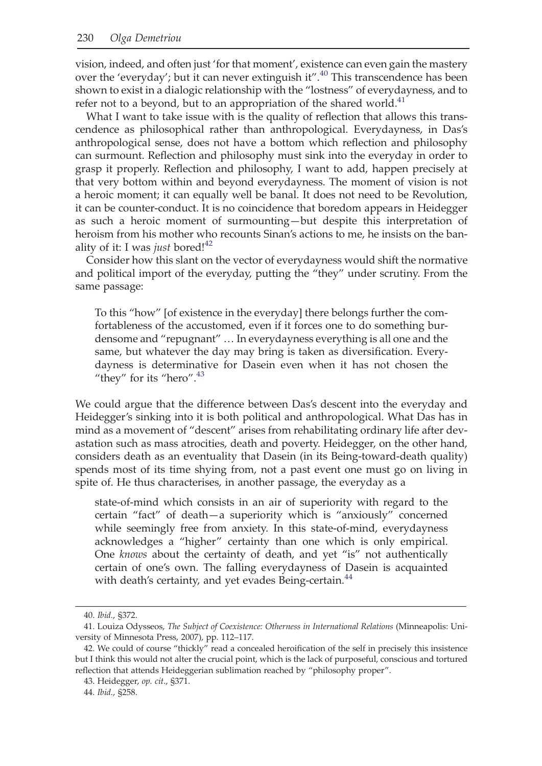vision, indeed, and often just 'for that moment', existence can even gain the mastery over the 'everyday'; but it can never extinguish it".[40] This transcendence has been shown to exist in a dialogic relationship with the "lostness" of everydayness, and to refer not to a beyond, but to an appropriation of the shared world.[41]

What I want to take issue with is the quality of reflection that allows this transcendence as philosophical rather than anthropological. Everydayness, in Das's anthropological sense, does not have a bottom which reflection and philosophy can surmount. Reflection and philosophy must sink into the everyday in order to grasp it properly. Reflection and philosophy, I want to add, happen precisely at that very bottom within and beyond everydayness. The moment of vision is not a heroic moment; it can equally well be banal. It does not need to be Revolution, it can be counter-conduct. It is no coincidence that boredom appears in Heidegger as such a heroic moment of surmounting—but despite this interpretation of heroism from his mother who recounts Sinan's actions to me, he insists on the banality of it: I was *just* bored![42]

Consider how this slant on the vector of everydayness would shift the normative and political import of the everyday, putting the "they" under scrutiny. From the same passage:

> To this "how" [of existence in the everyday] there belongs further the comfortableness of the accustomed, even if it forces one to do something burdensome and "repugnant" … In everydayness everything is all one and the same, but whatever the day may bring is taken as diversification. Everydayness is determinative for Dasein even when it has not chosen the "they" for its "hero".[43]

We could argue that the difference between Das's descent into the everyday and Heidegger's sinking into it is both political and anthropological. What Das has in mind as a movement of "descent" arises from rehabilitating ordinary life after devastation such as mass atrocities, death and poverty. Heidegger, on the other hand, considers death as an eventuality that Dasein (in its Being-toward-death quality) spends most of its time shying from, not a past event one must go on living in spite of. He thus characterises, in another passage, the everyday as a

> state-of-mind which consists in an air of superiority with regard to the certain "fact" of death—a superiority which is "anxiously" concerned while seemingly free from anxiety. In this state-of-mind, everydayness acknowledges a "higher" certainty than one which is only empirical. One *knows* about the certainty of death, and yet "is" not authentically certain of one's own. The falling everydayness of Dasein is acquainted with death's certainty, and yet evades Being-certain.[44]

---

40. *Ibid.*, §372.

41. Louiza Odysseos, *The Subject of Coexistence: Otherness in International Relations* (Minneapolis: University of Minnesota Press, 2007), pp. 112–117.

42. We could of course "thickly" read a concealed heroification of the self in precisely this insistence but I think this would not alter the crucial point, which is the lack of purposeful, conscious and tortured reflection that attends Heideggerian sublimation reached by "philosophy proper".

43. Heidegger, *op. cit.*, §371.

44. *Ibid.*, §258.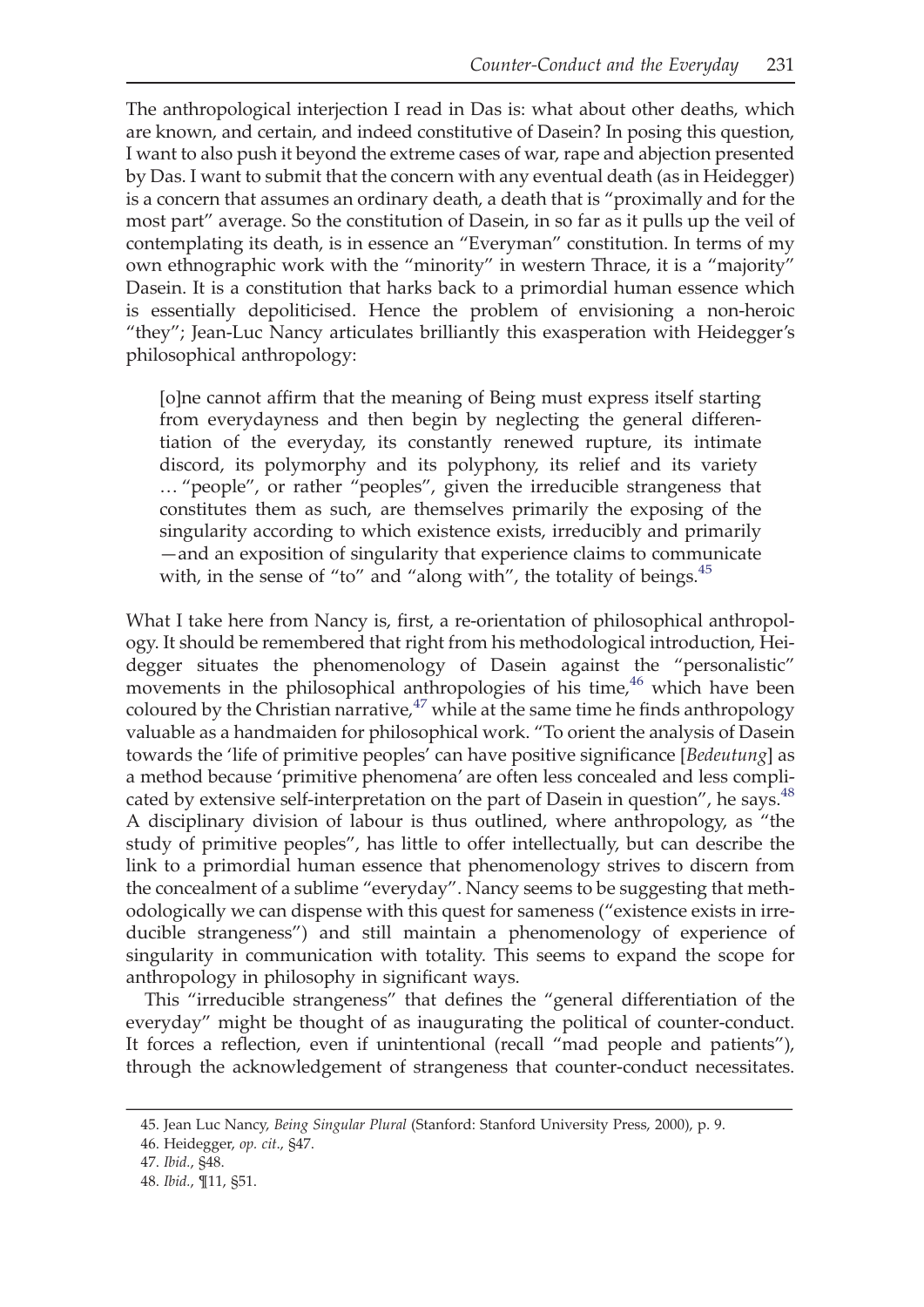The anthropological interjection I read in Das is: what about other deaths, which are known, and certain, and indeed constitutive of Dasein? In posing this question, I want to also push it beyond the extreme cases of war, rape and abjection presented by Das. I want to submit that the concern with any eventual death (as in Heidegger) is a concern that assumes an ordinary death, a death that is "proximally and for the most part" average. So the constitution of Dasein, in so far as it pulls up the veil of contemplating its death, is in essence an "Everyman" constitution. In terms of my own ethnographic work with the "minority" in western Thrace, it is a "majority" Dasein. It is a constitution that harks back to a primordial human essence which is essentially depoliticised. Hence the problem of envisioning a non-heroic "they"; Jean-Luc Nancy articulates brilliantly this exasperation with Heidegger's philosophical anthropology:

> [o]ne cannot affirm that the meaning of Being must express itself starting from everydayness and then begin by neglecting the general differentiation of the everyday, its constantly renewed rupture, its intimate discord, its polymorphy and its polyphony, its relief and its variety … "people", or rather "peoples", given the irreducible strangeness that constitutes them as such, are themselves primarily the exposing of the singularity according to which existence exists, irreducibly and primarily —and an exposition of singularity that experience claims to communicate with, in the sense of "to" and "along with", the totality of beings.[45]

What I take here from Nancy is, first, a re-orientation of philosophical anthropology. It should be remembered that right from his methodological introduction, Heidegger situates the phenomenology of Dasein against the "personalistic" movements in the philosophical anthropologies of his time,[46] which have been coloured by the Christian narrative,[47] while at the same time he finds anthropology valuable as a handmaiden for philosophical work. "To orient the analysis of Dasein towards the 'life of primitive peoples' can have positive significance [*Bedeutung*] as a method because 'primitive phenomena' are often less concealed and less complicated by extensive self-interpretation on the part of Dasein in question", he says.[48] A disciplinary division of labour is thus outlined, where anthropology, as "the study of primitive peoples", has little to offer intellectually, but can describe the link to a primordial human essence that phenomenology strives to discern from the concealment of a sublime "everyday". Nancy seems to be suggesting that methodologically we can dispense with this quest for sameness ("existence exists in irreducible strangeness") and still maintain a phenomenology of experience of singularity in communication with totality. This seems to expand the scope for anthropology in philosophy in significant ways.

This "irreducible strangeness" that defines the "general differentiation of the everyday" might be thought of as inaugurating the political of counter-conduct. It forces a reflection, even if unintentional (recall "mad people and patients"), through the acknowledgement of strangeness that counter-conduct necessitates.

45. Jean Luc Nancy, *Being Singular Plural* (Stanford: Stanford University Press, 2000), p. 9.

46. Heidegger, *op. cit.*, §47.

47. *Ibid.*, §48.

48. *Ibid.*, ¶11, §51.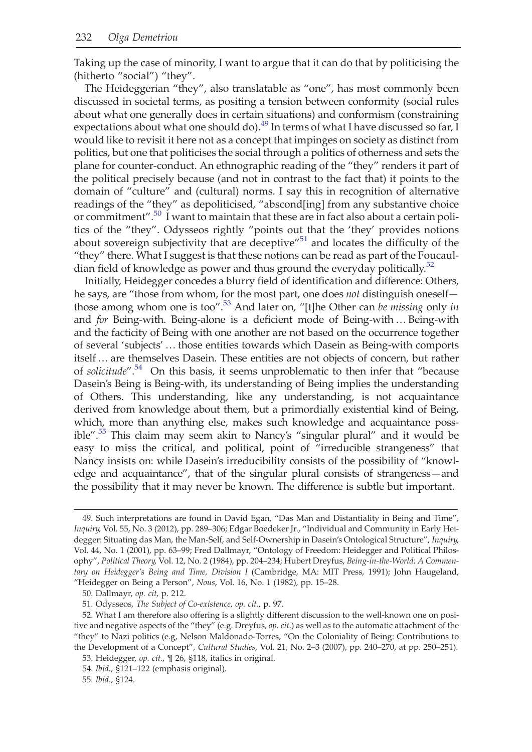Taking up the case of minority, I want to argue that it can do that by politicising the (hitherto "social") "they".

The Heideggerian "they", also translatable as "one", has most commonly been discussed in societal terms, as positing a tension between conformity (social rules about what one generally does in certain situations) and conformism (constraining expectations about what one should do).[49] In terms of what I have discussed so far, I would like to revisit it here not as a concept that impinges on society as distinct from politics, but one that politicises the social through a politics of otherness and sets the plane for counter-conduct. An ethnographic reading of the "they" renders it part of the political precisely because (and not in contrast to the fact that) it points to the domain of "culture" and (cultural) norms. I say this in recognition of alternative readings of the "they" as depoliticised, "abscond[ing] from any substantive choice or commitment".[50] I want to maintain that these are in fact also about a certain politics of the "they". Odysseos rightly "points out that the 'they' provides notions about sovereign subjectivity that are deceptive"[51] and locates the difficulty of the "they" there. What I suggest is that these notions can be read as part of the Foucauldian field of knowledge as power and thus ground the everyday politically.[52]

Initially, Heidegger concedes a blurry field of identification and difference: Others, he says, are "those from whom, for the most part, one does *not* distinguish oneself—those among whom one is too".[53] And later on, "[t]he Other can *be missing* only *in* and *for* Being-with. Being-alone is a deficient mode of Being-with … Being-with and the facticity of Being with one another are not based on the occurrence together of several 'subjects' … those entities towards which Dasein as Being-with comports itself … are themselves Dasein. These entities are not objects of concern, but rather of *solicitude*".[54] On this basis, it seems unproblematic to then infer that "because Dasein's Being is Being-with, its understanding of Being implies the understanding of Others. This understanding, like any understanding, is not acquaintance derived from knowledge about them, but a primordially existential kind of Being, which, more than anything else, makes such knowledge and acquaintance possible".[55] This claim may seem akin to Nancy's "singular plural" and it would be easy to miss the critical, and political, point of "irreducible strangeness" that Nancy insists on: while Dasein's irreducibility consists of the possibility of "knowledge and acquaintance", that of the singular plural consists of strangeness—and the possibility that it may never be known. The difference is subtle but important.

---

49. Such interpretations are found in David Egan, "Das Man and Distantiality in Being and Time", *Inquiry*, Vol. 55, No. 3 (2012), pp. 289–306; Edgar Boedeker Jr., "Individual and Community in Early Heidegger: Situating das Man, the Man-Self, and Self-Ownership in Dasein's Ontological Structure", *Inquiry*, Vol. 44, No. 1 (2001), pp. 63–99; Fred Dallmayr, "Ontology of Freedom: Heidegger and Political Philosophy", *Political Theory*, Vol. 12, No. 2 (1984), pp. 204–234; Hubert Dreyfus, *Being-in-the-World: A Commentary on Heidegger's Being and Time, Division I* (Cambridge, MA: MIT Press, 1991); John Haugeland, "Heidegger on Being a Person", *Nous*, Vol. 16, No. 1 (1982), pp. 15–28.

50. Dallmayr, *op. cit*, p. 212.

51. Odysseos, *The Subject of Co-existence*, *op. cit.*, p. 97.

52. What I am therefore also offering is a slightly different discussion to the well-known one on positive and negative aspects of the "they" (e.g. Dreyfus, *op. cit.*) as well as to the automatic attachment of the "they" to Nazi politics (e.g, Nelson Maldonado-Torres, "On the Coloniality of Being: Contributions to the Development of a Concept", *Cultural Studies*, Vol. 21, No. 2–3 (2007), pp. 240–270, at pp. 250–251).

53. Heidegger, *op. cit.*, ¶ 26, §118, italics in original.

54. *Ibid.*, §121–122 (emphasis original).

55. *Ibid.*, §124.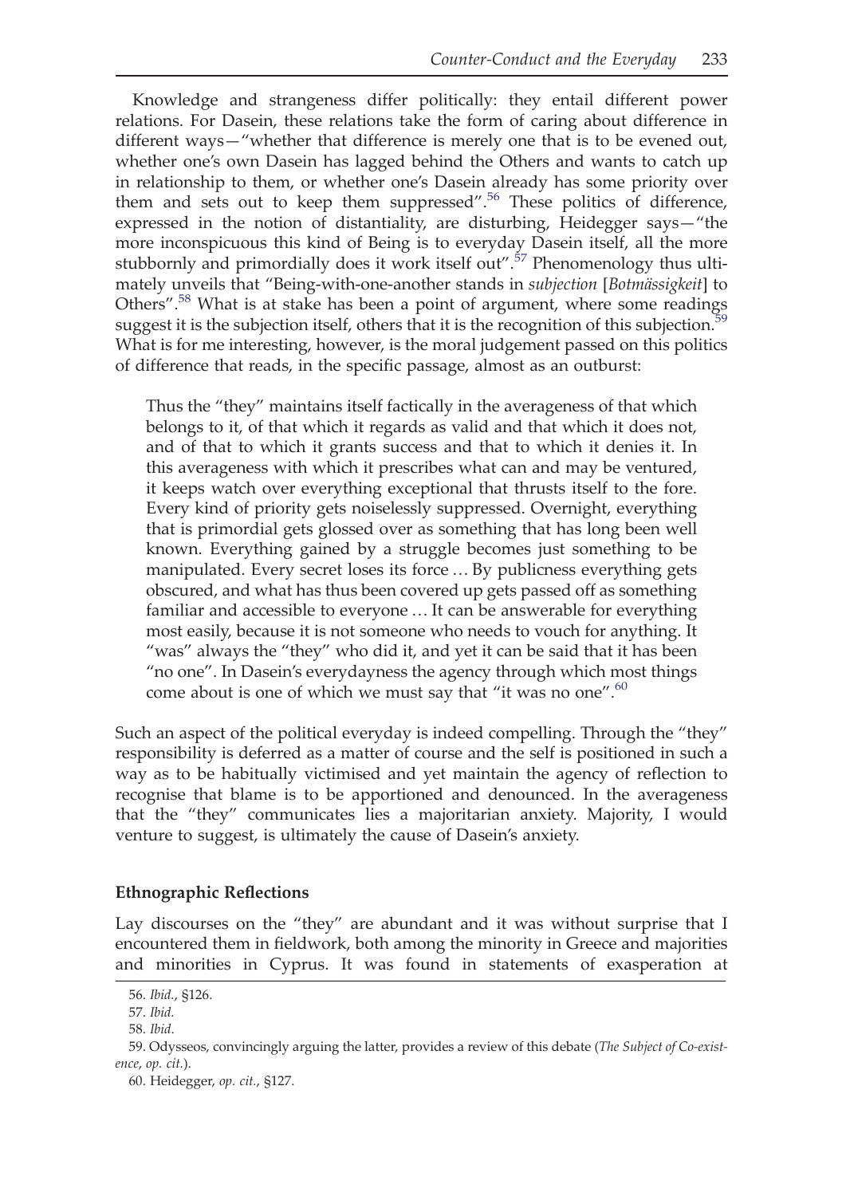Knowledge and strangeness differ politically: they entail different power relations. For Dasein, these relations take the form of caring about difference in different ways—"whether that difference is merely one that is to be evened out, whether one's own Dasein has lagged behind the Others and wants to catch up in relationship to them, or whether one's Dasein already has some priority over them and sets out to keep them suppressed".[56] These politics of difference, expressed in the notion of distantiality, are disturbing, Heidegger says—"the more inconspicuous this kind of Being is to everyday Dasein itself, all the more stubbornly and primordially does it work itself out".[57] Phenomenology thus ultimately unveils that "Being-with-one-another stands in *subjection* [*Botmässigkeit*] to Others".[58] What is at stake has been a point of argument, where some readings suggest it is the subjection itself, others that it is the recognition of this subjection.[59] What is for me interesting, however, is the moral judgement passed on this politics of difference that reads, in the specific passage, almost as an outburst:

> Thus the "they" maintains itself factically in the averageness of that which belongs to it, of that which it regards as valid and that which it does not, and of that to which it grants success and that to which it denies it. In this averageness with which it prescribes what can and may be ventured, it keeps watch over everything exceptional that thrusts itself to the fore. Every kind of priority gets noiselessly suppressed. Overnight, everything that is primordial gets glossed over as something that has long been well known. Everything gained by a struggle becomes just something to be manipulated. Every secret loses its force … By publicness everything gets obscured, and what has thus been covered up gets passed off as something familiar and accessible to everyone … It can be answerable for everything most easily, because it is not someone who needs to vouch for anything. It "was" always the "they" who did it, and yet it can be said that it has been "no one". In Dasein's everydayness the agency through which most things come about is one of which we must say that "it was no one".[60]

Such an aspect of the political everyday is indeed compelling. Through the "they" responsibility is deferred as a matter of course and the self is positioned in such a way as to be habitually victimised and yet maintain the agency of reflection to recognise that blame is to be apportioned and denounced. In the averageness that the "they" communicates lies a majoritarian anxiety. Majority, I would venture to suggest, is ultimately the cause of Dasein's anxiety.

### Ethnographic Reflections

Lay discourses on the "they" are abundant and it was without surprise that I encountered them in fieldwork, both among the minority in Greece and majorities and minorities in Cyprus. It was found in statements of exasperation at

56. *Ibid.*, §126.

57. *Ibid.*

58. *Ibid.*

59. Odysseos, convincingly arguing the latter, provides a review of this debate (*The Subject of Co-existence*, *op. cit.*).

60. Heidegger, *op. cit.*, §127.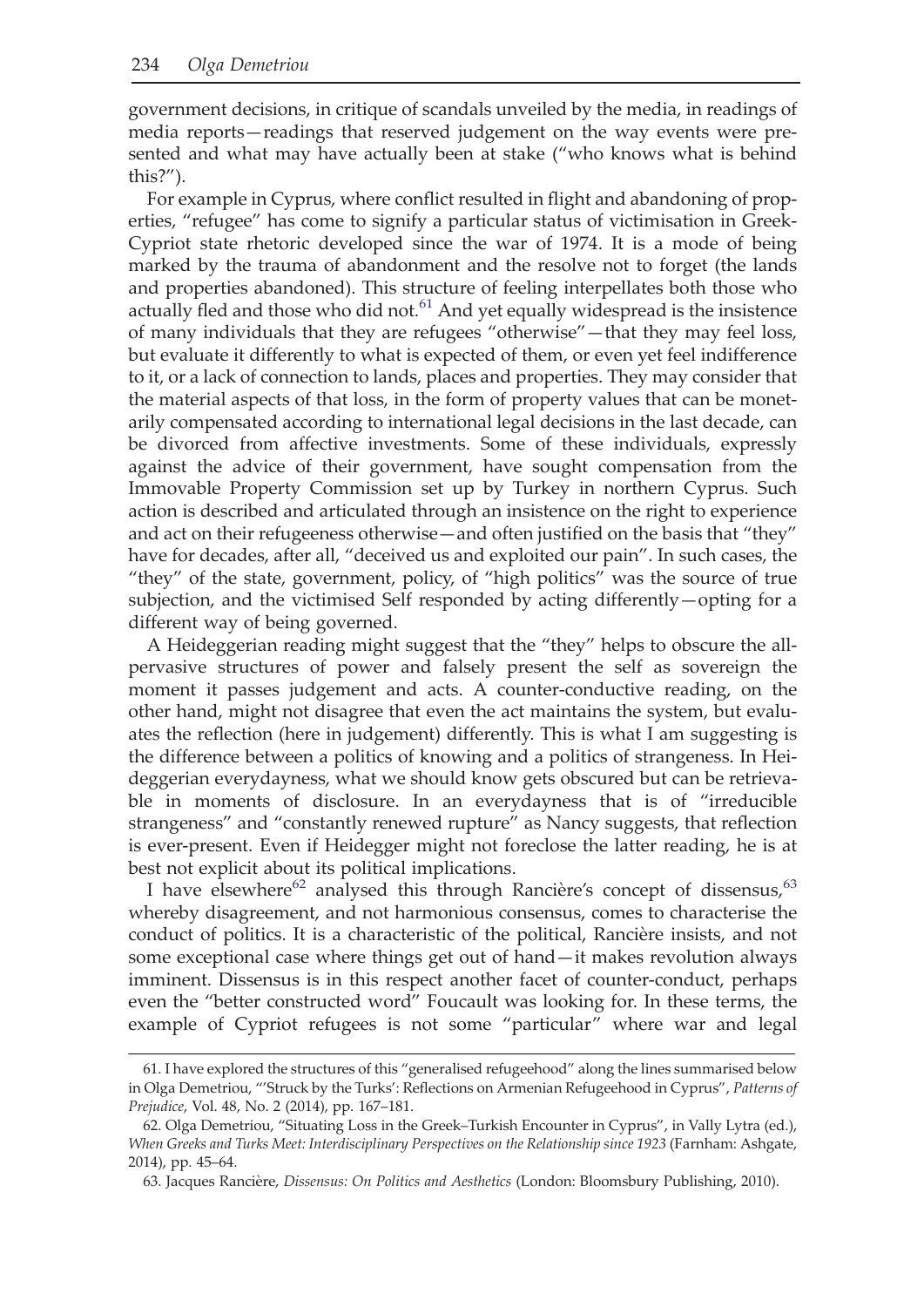government decisions, in critique of scandals unveiled by the media, in readings of media reports—readings that reserved judgement on the way events were presented and what may have actually been at stake ("who knows what is behind this?").

For example in Cyprus, where conflict resulted in flight and abandoning of properties, "refugee" has come to signify a particular status of victimisation in Greek-Cypriot state rhetoric developed since the war of 1974. It is a mode of being marked by the trauma of abandonment and the resolve not to forget (the lands and properties abandoned). This structure of feeling interpellates both those who actually fled and those who did not.[61] And yet equally widespread is the insistence of many individuals that they are refugees "otherwise"—that they may feel loss, but evaluate it differently to what is expected of them, or even yet feel indifference to it, or a lack of connection to lands, places and properties. They may consider that the material aspects of that loss, in the form of property values that can be monetarily compensated according to international legal decisions in the last decade, can be divorced from affective investments. Some of these individuals, expressly against the advice of their government, have sought compensation from the Immovable Property Commission set up by Turkey in northern Cyprus. Such action is described and articulated through an insistence on the right to experience and act on their refugeeness otherwise—and often justified on the basis that "they" have for decades, after all, "deceived us and exploited our pain". In such cases, the "they" of the state, government, policy, of "high politics" was the source of true subjection, and the victimised Self responded by acting differently—opting for a different way of being governed.

A Heideggerian reading might suggest that the "they" helps to obscure the all-pervasive structures of power and falsely present the self as sovereign the moment it passes judgement and acts. A counter-conductive reading, on the other hand, might not disagree that even the act maintains the system, but evaluates the reflection (here in judgement) differently. This is what I am suggesting is the difference between a politics of knowing and a politics of strangeness. In Heideggerian everydayness, what we should know gets obscured but can be retrievable in moments of disclosure. In an everydayness that is of "irreducible strangeness" and "constantly renewed rupture" as Nancy suggests, that reflection is ever-present. Even if Heidegger might not foreclose the latter reading, he is at best not explicit about its political implications.

I have elsewhere[62] analysed this through Rancière's concept of dissensus,[63] whereby disagreement, and not harmonious consensus, comes to characterise the conduct of politics. It is a characteristic of the political, Rancière insists, and not some exceptional case where things get out of hand—it makes revolution always imminent. Dissensus is in this respect another facet of counter-conduct, perhaps even the "better constructed word" Foucault was looking for. In these terms, the example of Cypriot refugees is not some "particular" where war and legal

---

61. I have explored the structures of this "generalised refugeehood" along the lines summarised below in Olga Demetriou, "'Struck by the Turks': Reflections on Armenian Refugeehood in Cyprus", *Patterns of Prejudice*, Vol. 48, No. 2 (2014), pp. 167–181.

62. Olga Demetriou, "Situating Loss in the Greek–Turkish Encounter in Cyprus", in Vally Lytra (ed.), *When Greeks and Turks Meet: Interdisciplinary Perspectives on the Relationship since 1923* (Farnham: Ashgate, 2014), pp. 45–64.

63. Jacques Rancière, *Dissensus: On Politics and Aesthetics* (London: Bloomsbury Publishing, 2010).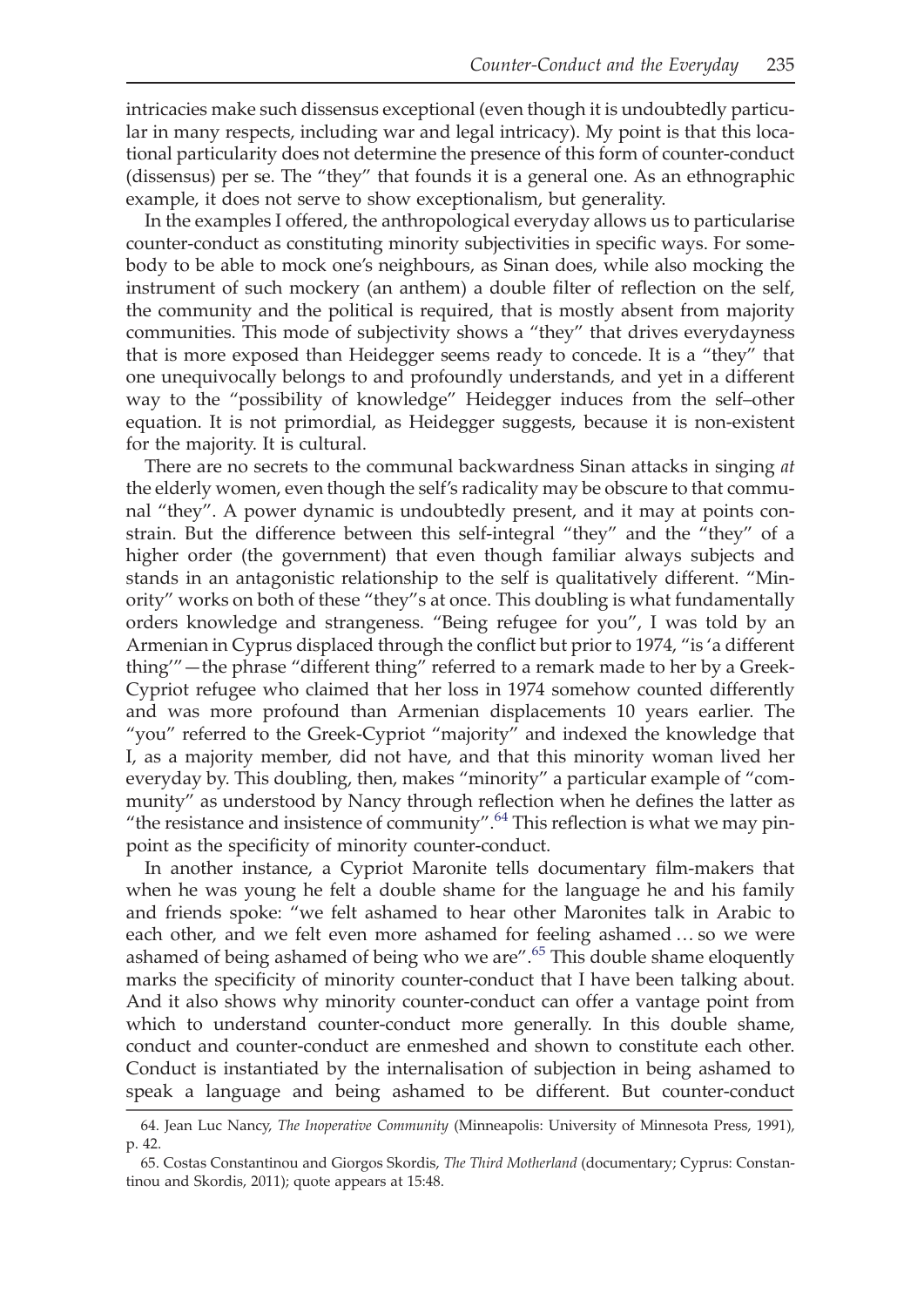intricacies make such dissensus exceptional (even though it is undoubtedly particular in many respects, including war and legal intricacy). My point is that this locational particularity does not determine the presence of this form of counter-conduct (dissensus) per se. The "they" that founds it is a general one. As an ethnographic example, it does not serve to show exceptionalism, but generality.

In the examples I offered, the anthropological everyday allows us to particularise counter-conduct as constituting minority subjectivities in specific ways. For somebody to be able to mock one's neighbours, as Sinan does, while also mocking the instrument of such mockery (an anthem) a double filter of reflection on the self, the community and the political is required, that is mostly absent from majority communities. This mode of subjectivity shows a "they" that drives everydayness that is more exposed than Heidegger seems ready to concede. It is a "they" that one unequivocally belongs to and profoundly understands, and yet in a different way to the "possibility of knowledge" Heidegger induces from the self–other equation. It is not primordial, as Heidegger suggests, because it is non-existent for the majority. It is cultural.

There are no secrets to the communal backwardness Sinan attacks in singing *at* the elderly women, even though the self's radicality may be obscure to that communal "they". A power dynamic is undoubtedly present, and it may at points constrain. But the difference between this self-integral "they" and the "they" of a higher order (the government) that even though familiar always subjects and stands in an antagonistic relationship to the self is qualitatively different. "Minority" works on both of these "they"s at once. This doubling is what fundamentally orders knowledge and strangeness. "Being refugee for you", I was told by an Armenian in Cyprus displaced through the conflict but prior to 1974, "is 'a different thing'"—the phrase "different thing" referred to a remark made to her by a Greek-Cypriot refugee who claimed that her loss in 1974 somehow counted differently and was more profound than Armenian displacements 10 years earlier. The "you" referred to the Greek-Cypriot "majority" and indexed the knowledge that I, as a majority member, did not have, and that this minority woman lived her everyday by. This doubling, then, makes "minority" a particular example of "community" as understood by Nancy through reflection when he defines the latter as "the resistance and insistence of community".[64] This reflection is what we may pinpoint as the specificity of minority counter-conduct.

In another instance, a Cypriot Maronite tells documentary film-makers that when he was young he felt a double shame for the language he and his family and friends spoke: "we felt ashamed to hear other Maronites talk in Arabic to each other, and we felt even more ashamed for feeling ashamed … so we were ashamed of being ashamed of being who we are".[65] This double shame eloquently marks the specificity of minority counter-conduct that I have been talking about. And it also shows why minority counter-conduct can offer a vantage point from which to understand counter-conduct more generally. In this double shame, conduct and counter-conduct are enmeshed and shown to constitute each other. Conduct is instantiated by the internalisation of subjection in being ashamed to speak a language and being ashamed to be different. But counter-conduct

64. Jean Luc Nancy, *The Inoperative Community* (Minneapolis: University of Minnesota Press, 1991), p. 42.

65. Costas Constantinou and Giorgos Skordis, *The Third Motherland* (documentary; Cyprus: Constantinou and Skordis, 2011); quote appears at 15:48.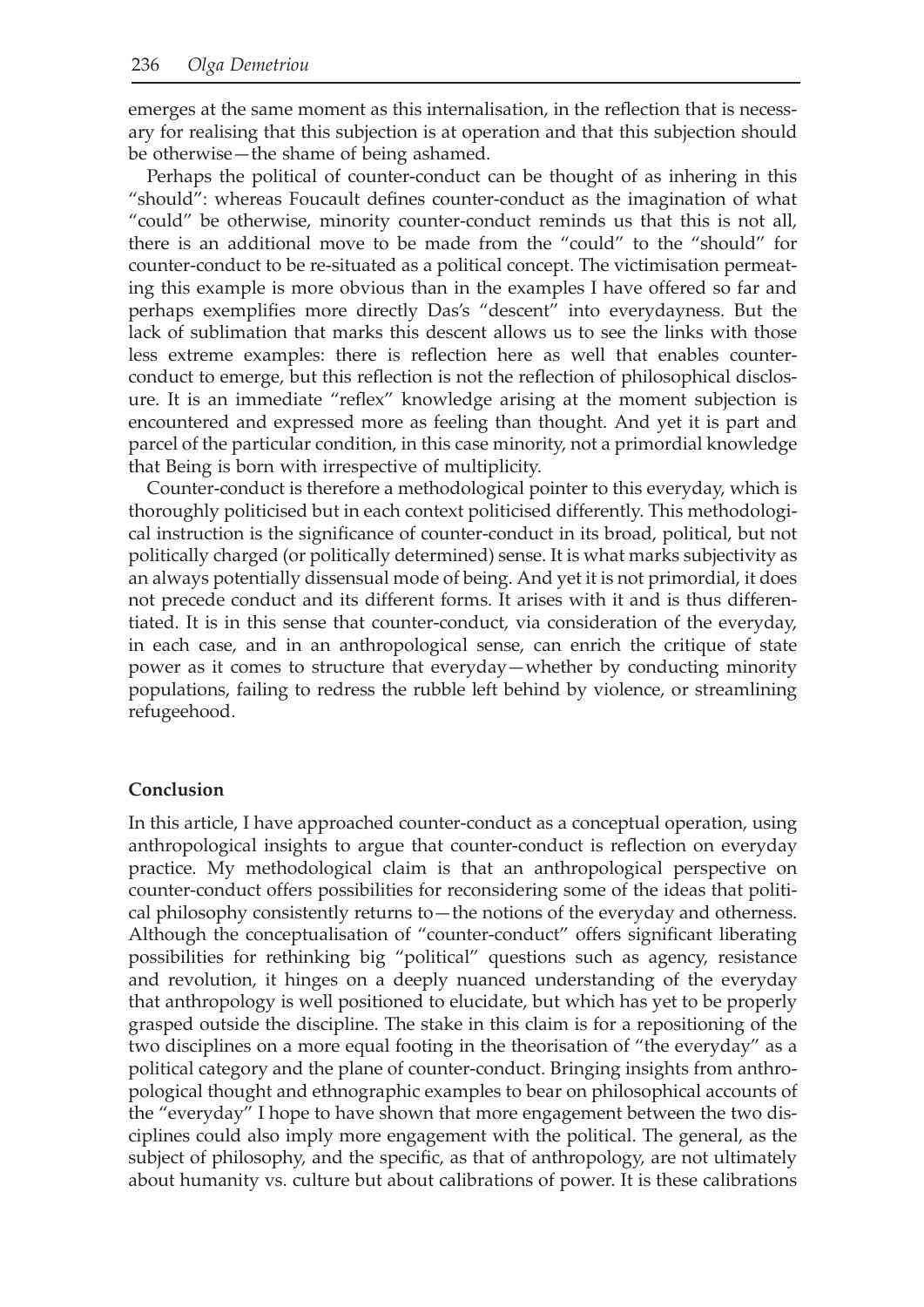emerges at the same moment as this internalisation, in the reflection that is necessary for realising that this subjection is at operation and that this subjection should be otherwise—the shame of being ashamed.

Perhaps the political of counter-conduct can be thought of as inhering in this "should": whereas Foucault defines counter-conduct as the imagination of what "could" be otherwise, minority counter-conduct reminds us that this is not all, there is an additional move to be made from the "could" to the "should" for counter-conduct to be re-situated as a political concept. The victimisation permeating this example is more obvious than in the examples I have offered so far and perhaps exemplifies more directly Das's "descent" into everydayness. But the lack of sublimation that marks this descent allows us to see the links with those less extreme examples: there is reflection here as well that enables counter-conduct to emerge, but this reflection is not the reflection of philosophical disclosure. It is an immediate "reflex" knowledge arising at the moment subjection is encountered and expressed more as feeling than thought. And yet it is part and parcel of the particular condition, in this case minority, not a primordial knowledge that Being is born with irrespective of multiplicity.

Counter-conduct is therefore a methodological pointer to this everyday, which is thoroughly politicised but in each context politicised differently. This methodological instruction is the significance of counter-conduct in its broad, political, but not politically charged (or politically determined) sense. It is what marks subjectivity as an always potentially dissensual mode of being. And yet it is not primordial, it does not precede conduct and its different forms. It arises with it and is thus differentiated. It is in this sense that counter-conduct, via consideration of the everyday, in each case, and in an anthropological sense, can enrich the critique of state power as it comes to structure that everyday—whether by conducting minority populations, failing to redress the rubble left behind by violence, or streamlining refugeehood.

## Conclusion

In this article, I have approached counter-conduct as a conceptual operation, using anthropological insights to argue that counter-conduct is reflection on everyday practice. My methodological claim is that an anthropological perspective on counter-conduct offers possibilities for reconsidering some of the ideas that political philosophy consistently returns to—the notions of the everyday and otherness. Although the conceptualisation of "counter-conduct" offers significant liberating possibilities for rethinking big "political" questions such as agency, resistance and revolution, it hinges on a deeply nuanced understanding of the everyday that anthropology is well positioned to elucidate, but which has yet to be properly grasped outside the discipline. The stake in this claim is for a repositioning of the two disciplines on a more equal footing in the theorisation of "the everyday" as a political category and the plane of counter-conduct. Bringing insights from anthropological thought and ethnographic examples to bear on philosophical accounts of the "everyday" I hope to have shown that more engagement between the two disciplines could also imply more engagement with the political. The general, as the subject of philosophy, and the specific, as that of anthropology, are not ultimately about humanity vs. culture but about calibrations of power. It is these calibrations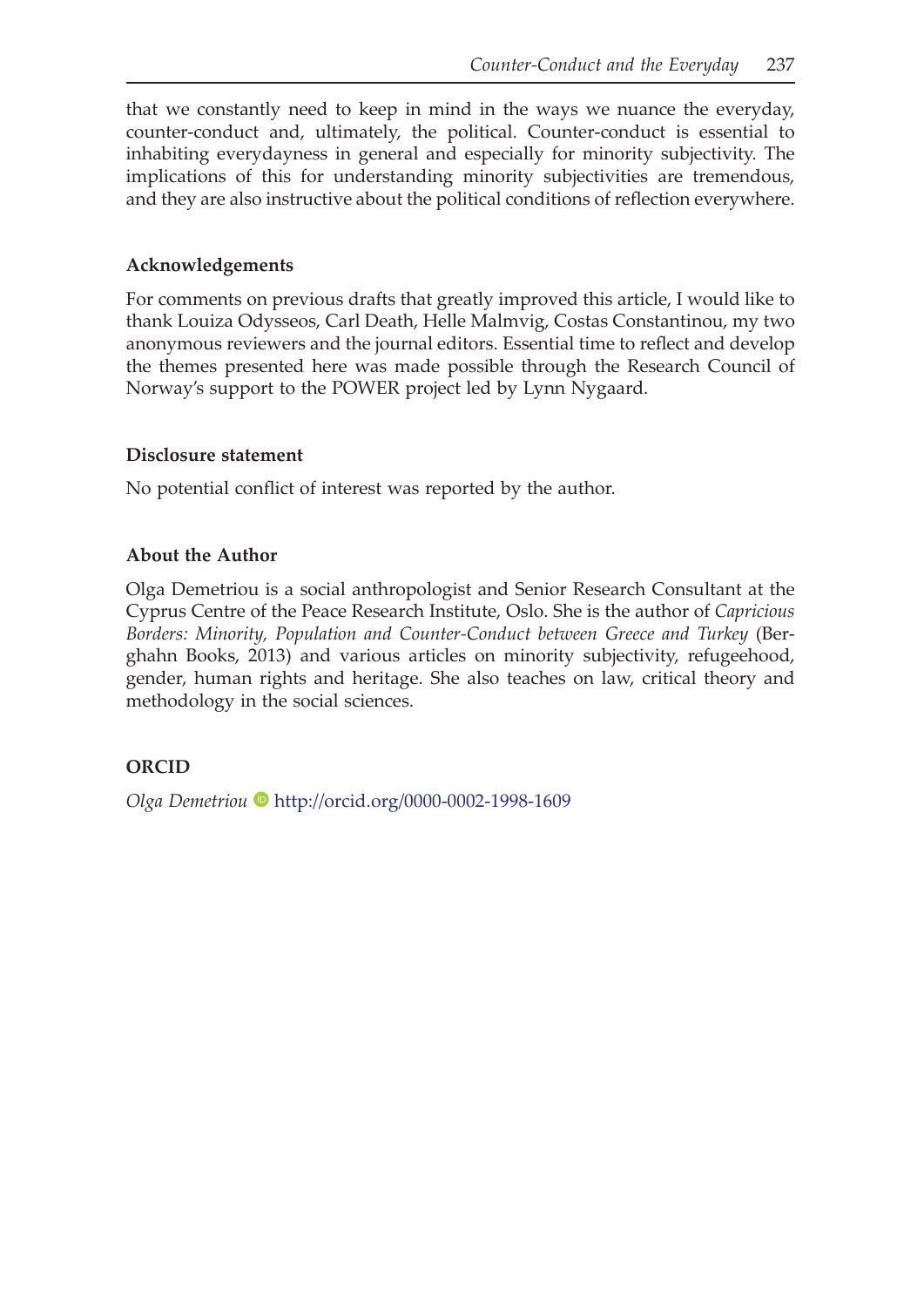that we constantly need to keep in mind in the ways we nuance the everyday, counter-conduct and, ultimately, the political. Counter-conduct is essential to inhabiting everydayness in general and especially for minority subjectivity. The implications of this for understanding minority subjectivities are tremendous, and they are also instructive about the political conditions of reflection everywhere.

## Acknowledgements

For comments on previous drafts that greatly improved this article, I would like to thank Louiza Odysseos, Carl Death, Helle Malmvig, Costas Constantinou, my two anonymous reviewers and the journal editors. Essential time to reflect and develop the themes presented here was made possible through the Research Council of Norway's support to the POWER project led by Lynn Nygaard.

## Disclosure statement

No potential conflict of interest was reported by the author.

## About the Author

Olga Demetriou is a social anthropologist and Senior Research Consultant at the Cyprus Centre of the Peace Research Institute, Oslo. She is the author of *Capricious Borders: Minority, Population and Counter-Conduct between Greece and Turkey* (Berghahn Books, 2013) and various articles on minority subjectivity, refugeehood, gender, human rights and heritage. She also teaches on law, critical theory and methodology in the social sciences.

## ORCID

*Olga Demetriou* http://orcid.org/0000-0002-1998-1609